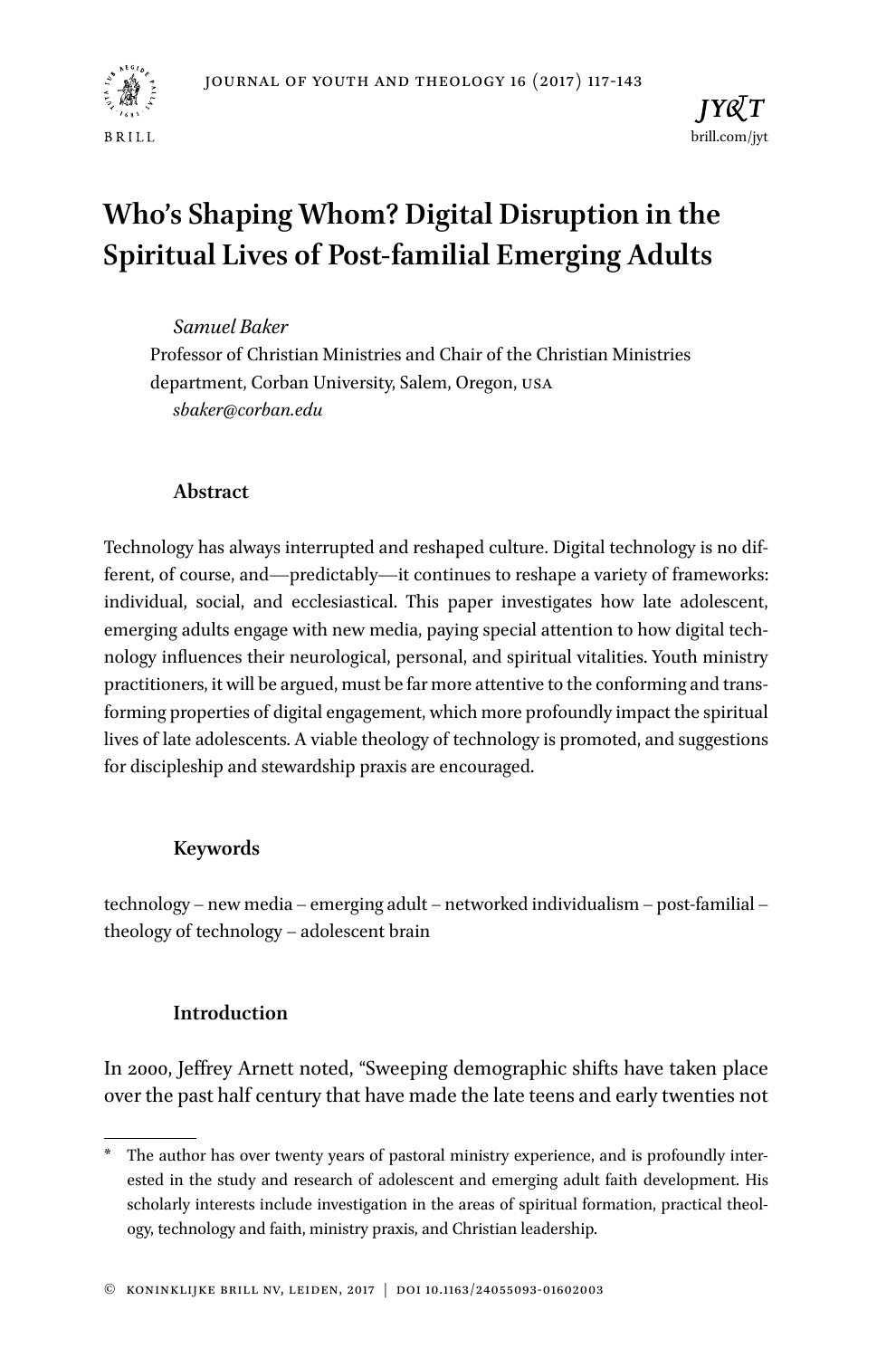# Who's Shaping Whom? Digital Disruption in the Spiritual Lives of Post-familial Emerging Adults

*Samuel Baker*
Professor of Christian Ministries and Chair of the Christian Ministries department, Corban University, Salem, Oregon, USA
*sbaker@corban.edu*

### Abstract

Technology has always interrupted and reshaped culture. Digital technology is no different, of course, and—predictably—it continues to reshape a variety of frameworks: individual, social, and ecclesiastical. This paper investigates how late adolescent, emerging adults engage with new media, paying special attention to how digital technology influences their neurological, personal, and spiritual vitalities. Youth ministry practitioners, it will be argued, must be far more attentive to the conforming and transforming properties of digital engagement, which more profoundly impact the spiritual lives of late adolescents. A viable theology of technology is promoted, and suggestions for discipleship and stewardship praxis are encouraged.

### Keywords

technology – new media – emerging adult – networked individualism – post-familial – theology of technology – adolescent brain

### Introduction

In 2000, Jeffrey Arnett noted, "Sweeping demographic shifts have taken place over the past half century that have made the late teens and early twenties not

---

\* The author has over twenty years of pastoral ministry experience, and is profoundly interested in the study and research of adolescent and emerging adult faith development. His scholarly interests include investigation in the areas of spiritual formation, practical theology, technology and faith, ministry praxis, and Christian leadership.

© KONINKLIJKE BRILL NV, LEIDEN, 2017 | DOI 10.1163/24055093-01602003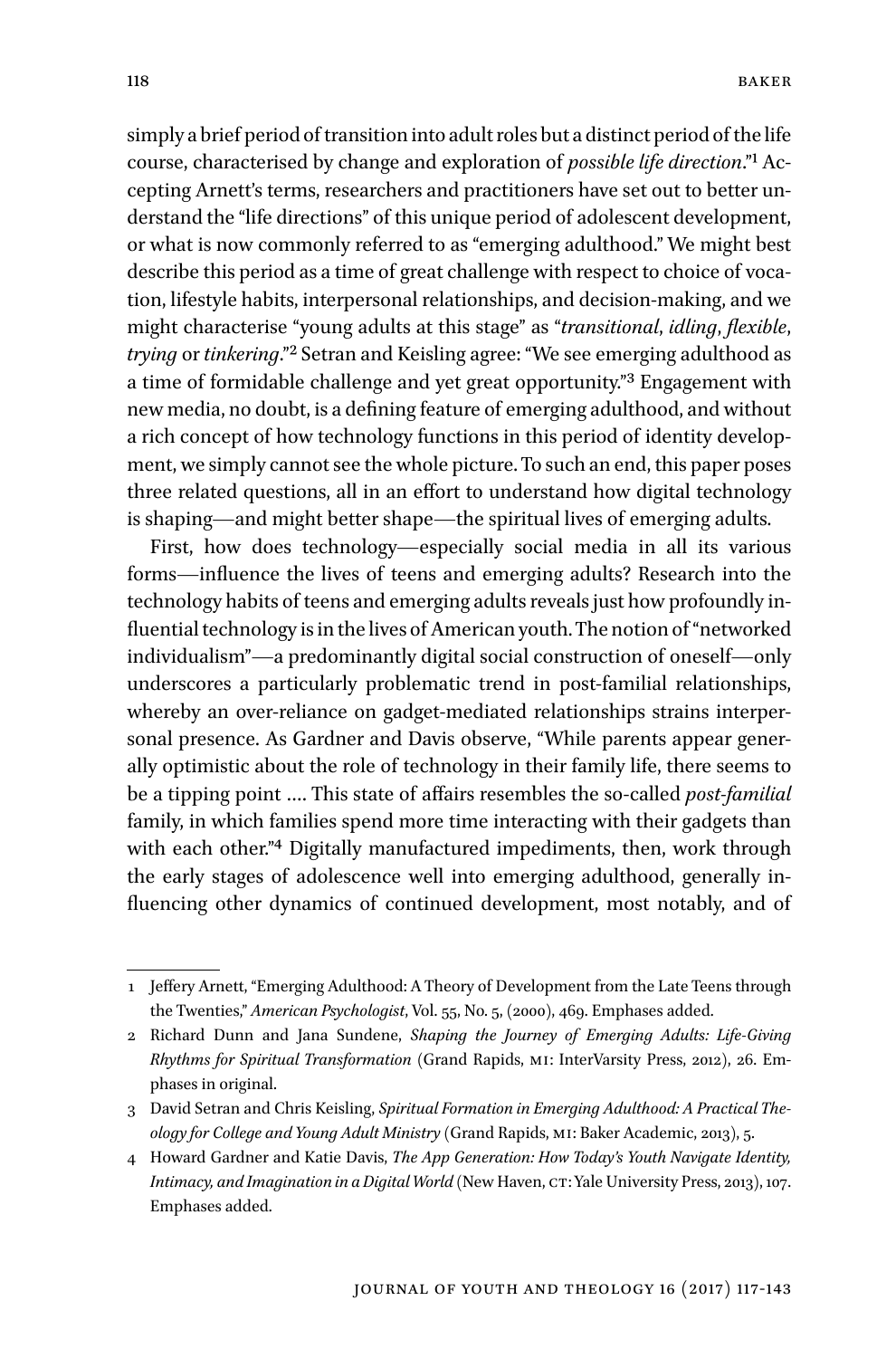simply a brief period of transition into adult roles but a distinct period of the life course, characterised by change and exploration of *possible life direction*."[1] Accepting Arnett's terms, researchers and practitioners have set out to better understand the "life directions" of this unique period of adolescent development, or what is now commonly referred to as "emerging adulthood." We might best describe this period as a time of great challenge with respect to choice of vocation, lifestyle habits, interpersonal relationships, and decision-making, and we might characterise "young adults at this stage" as "*transitional*, *idling*, *flexible*, *trying* or *tinkering*."[2] Setran and Keisling agree: "We see emerging adulthood as a time of formidable challenge and yet great opportunity."[3] Engagement with new media, no doubt, is a defining feature of emerging adulthood, and without a rich concept of how technology functions in this period of identity development, we simply cannot see the whole picture. To such an end, this paper poses three related questions, all in an effort to understand how digital technology is shaping—and might better shape—the spiritual lives of emerging adults.

First, how does technology—especially social media in all its various forms—influence the lives of teens and emerging adults? Research into the technology habits of teens and emerging adults reveals just how profoundly influential technology is in the lives of American youth. The notion of "networked individualism"—a predominantly digital social construction of oneself—only underscores a particularly problematic trend in post-familial relationships, whereby an over-reliance on gadget-mediated relationships strains interpersonal presence. As Gardner and Davis observe, "While parents appear generally optimistic about the role of technology in their family life, there seems to be a tipping point .... This state of affairs resembles the so-called *post-familial* family, in which families spend more time interacting with their gadgets than with each other."[4] Digitally manufactured impediments, then, work through the early stages of adolescence well into emerging adulthood, generally influencing other dynamics of continued development, most notably, and of

---

1 Jeffery Arnett, "Emerging Adulthood: A Theory of Development from the Late Teens through the Twenties," *American Psychologist*, Vol. 55, No. 5, (2000), 469. Emphases added.

2 Richard Dunn and Jana Sundene, *Shaping the Journey of Emerging Adults: Life-Giving Rhythms for Spiritual Transformation* (Grand Rapids, MI: InterVarsity Press, 2012), 26. Emphases in original.

3 David Setran and Chris Keisling, *Spiritual Formation in Emerging Adulthood: A Practical Theology for College and Young Adult Ministry* (Grand Rapids, MI: Baker Academic, 2013), 5.

4 Howard Gardner and Katie Davis, *The App Generation: How Today's Youth Navigate Identity, Intimacy, and Imagination in a Digital World* (New Haven, CT: Yale University Press, 2013), 107. Emphases added.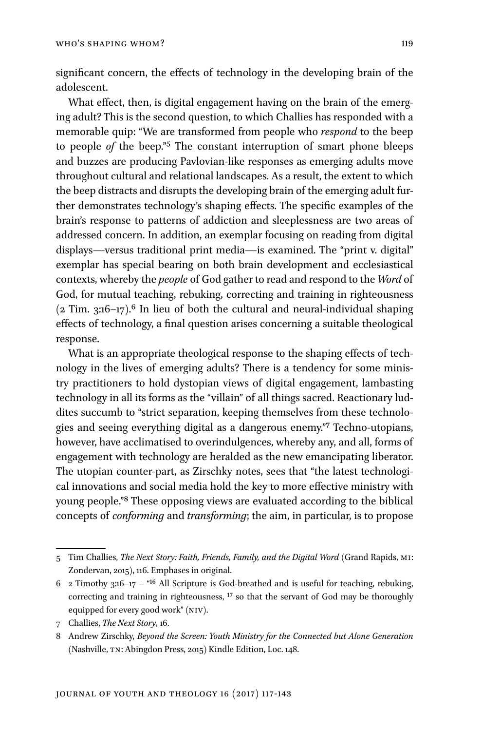significant concern, the effects of technology in the developing brain of the adolescent.

What effect, then, is digital engagement having on the brain of the emerging adult? This is the second question, to which Challies has responded with a memorable quip: "We are transformed from people who *respond* to the beep to people *of* the beep."[5] The constant interruption of smart phone bleeps and buzzes are producing Pavlovian-like responses as emerging adults move throughout cultural and relational landscapes. As a result, the extent to which the beep distracts and disrupts the developing brain of the emerging adult further demonstrates technology's shaping effects. The specific examples of the brain's response to patterns of addiction and sleeplessness are two areas of addressed concern. In addition, an exemplar focusing on reading from digital displays—versus traditional print media—is examined. The "print v. digital" exemplar has special bearing on both brain development and ecclesiastical contexts, whereby the *people* of God gather to read and respond to the *Word* of God, for mutual teaching, rebuking, correcting and training in righteousness (2 Tim. 3:16–17).[6] In lieu of both the cultural and neural-individual shaping effects of technology, a final question arises concerning a suitable theological response.

What is an appropriate theological response to the shaping effects of technology in the lives of emerging adults? There is a tendency for some ministry practitioners to hold dystopian views of digital engagement, lambasting technology in all its forms as the "villain" of all things sacred. Reactionary luddites succumb to "strict separation, keeping themselves from these technologies and seeing everything digital as a dangerous enemy."[7] Techno-utopians, however, have acclimatised to overindulgences, whereby any, and all, forms of engagement with technology are heralded as the new emancipating liberator. The utopian counter-part, as Zirschky notes, sees that "the latest technological innovations and social media hold the key to more effective ministry with young people."[8] These opposing views are evaluated according to the biblical concepts of *conforming* and *transforming*; the aim, in particular, is to propose

---

5 Tim Challies, *The Next Story: Faith, Friends, Family, and the Digital Word* (Grand Rapids, MI: Zondervan, 2015), 116. Emphases in original.

6 2 Timothy 3:16–17 – "[16] All Scripture is God-breathed and is useful for teaching, rebuking, correcting and training in righteousness, [17] so that the servant of God may be thoroughly equipped for every good work" (NIV).

7 Challies, *The Next Story*, 16.

8 Andrew Zirschky, *Beyond the Screen: Youth Ministry for the Connected but Alone Generation* (Nashville, TN: Abingdon Press, 2015) Kindle Edition, Loc. 148.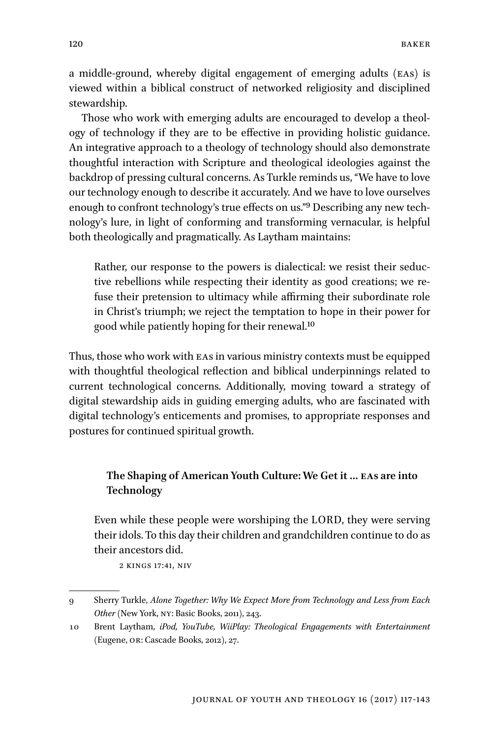a middle-ground, whereby digital engagement of emerging adults (EAs) is viewed within a biblical construct of networked religiosity and disciplined stewardship.

Those who work with emerging adults are encouraged to develop a theology of technology if they are to be effective in providing holistic guidance. An integrative approach to a theology of technology should also demonstrate thoughtful interaction with Scripture and theological ideologies against the backdrop of pressing cultural concerns. As Turkle reminds us, "We have to love our technology enough to describe it accurately. And we have to love ourselves enough to confront technology's true effects on us."[9] Describing any new technology's lure, in light of conforming and transforming vernacular, is helpful both theologically and pragmatically. As Laytham maintains:

> Rather, our response to the powers is dialectical: we resist their seductive rebellions while respecting their identity as good creations; we refuse their pretension to ultimacy while affirming their subordinate role in Christ's triumph; we reject the temptation to hope in their power for good while patiently hoping for their renewal.[10]

Thus, those who work with EAs in various ministry contexts must be equipped with thoughtful theological reflection and biblical underpinnings related to current technological concerns. Additionally, moving toward a strategy of digital stewardship aids in guiding emerging adults, who are fascinated with digital technology's enticements and promises, to appropriate responses and postures for continued spiritual growth.

## The Shaping of American Youth Culture: We Get it … EAs are into Technology

> Even while these people were worshiping the LORD, they were serving their idols. To this day their children and grandchildren continue to do as their ancestors did.
>
> 2 KINGS 17:41, NIV

---

9 Sherry Turkle, *Alone Together: Why We Expect More from Technology and Less from Each Other* (New York, NY: Basic Books, 2011), 243.

10 Brent Laytham, *iPod, YouTube, WiiPlay: Theological Engagements with Entertainment* (Eugene, OR: Cascade Books, 2012), 27.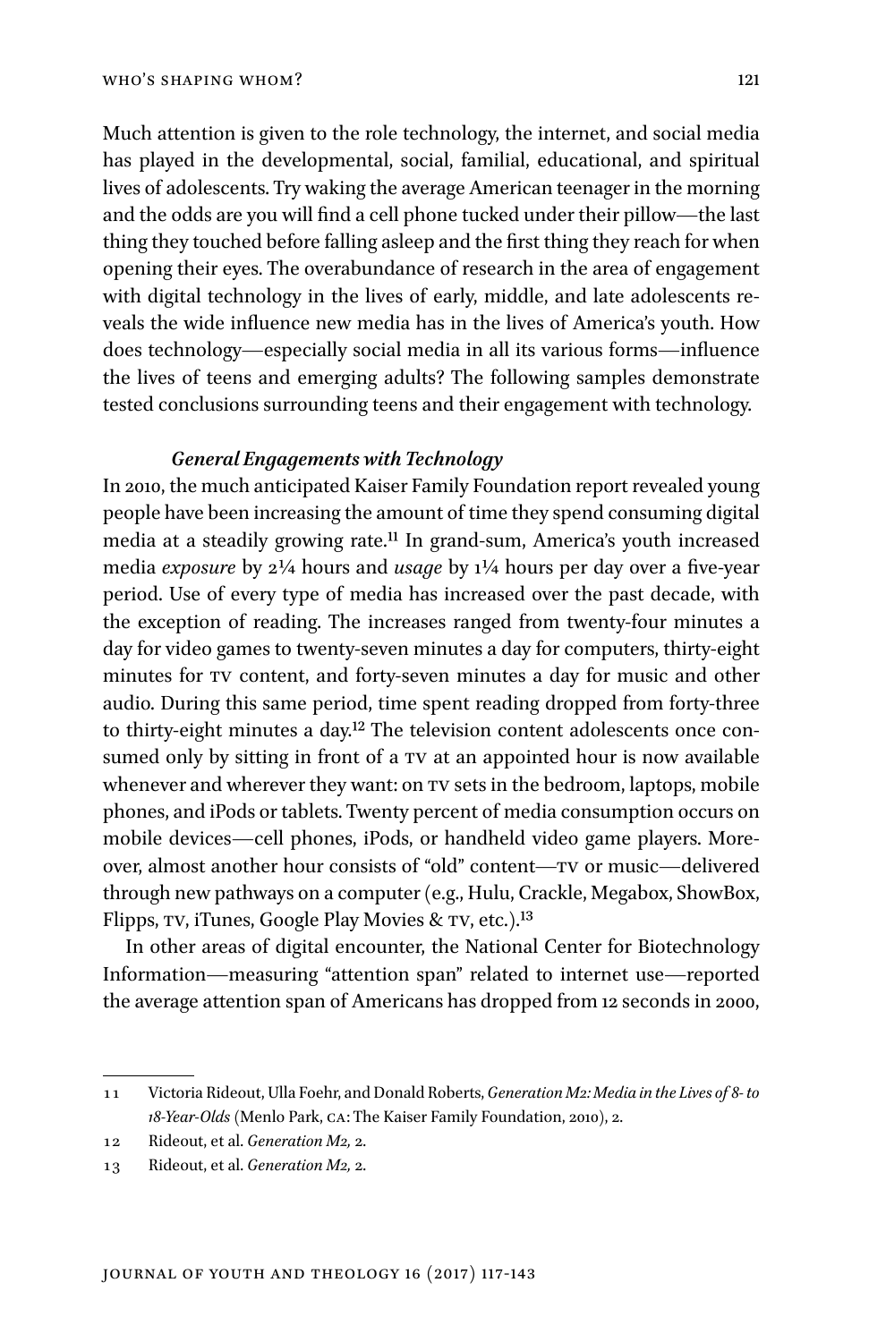Much attention is given to the role technology, the internet, and social media has played in the developmental, social, familial, educational, and spiritual lives of adolescents. Try waking the average American teenager in the morning and the odds are you will find a cell phone tucked under their pillow—the last thing they touched before falling asleep and the first thing they reach for when opening their eyes. The overabundance of research in the area of engagement with digital technology in the lives of early, middle, and late adolescents reveals the wide influence new media has in the lives of America's youth. How does technology—especially social media in all its various forms—influence the lives of teens and emerging adults? The following samples demonstrate tested conclusions surrounding teens and their engagement with technology.

#### *General Engagements with Technology*

In 2010, the much anticipated Kaiser Family Foundation report revealed young people have been increasing the amount of time they spend consuming digital media at a steadily growing rate.[11] In grand-sum, America's youth increased media *exposure* by 2¼ hours and *usage* by 1¼ hours per day over a five-year period. Use of every type of media has increased over the past decade, with the exception of reading. The increases ranged from twenty-four minutes a day for video games to twenty-seven minutes a day for computers, thirty-eight minutes for TV content, and forty-seven minutes a day for music and other audio. During this same period, time spent reading dropped from forty-three to thirty-eight minutes a day.[12] The television content adolescents once consumed only by sitting in front of a TV at an appointed hour is now available whenever and wherever they want: on TV sets in the bedroom, laptops, mobile phones, and iPods or tablets. Twenty percent of media consumption occurs on mobile devices—cell phones, iPods, or handheld video game players. Moreover, almost another hour consists of "old" content—TV or music—delivered through new pathways on a computer (e.g., Hulu, Crackle, Megabox, ShowBox, Flipps, TV, iTunes, Google Play Movies & TV, etc.).[13]

In other areas of digital encounter, the National Center for Biotechnology Information—measuring "attention span" related to internet use—reported the average attention span of Americans has dropped from 12 seconds in 2000,

---

11 Victoria Rideout, Ulla Foehr, and Donald Roberts, *Generation M2: Media in the Lives of 8- to 18-Year-Olds* (Menlo Park, CA: The Kaiser Family Foundation, 2010), 2.

12 Rideout, et al. *Generation M2,* 2.

13 Rideout, et al. *Generation M2,* 2.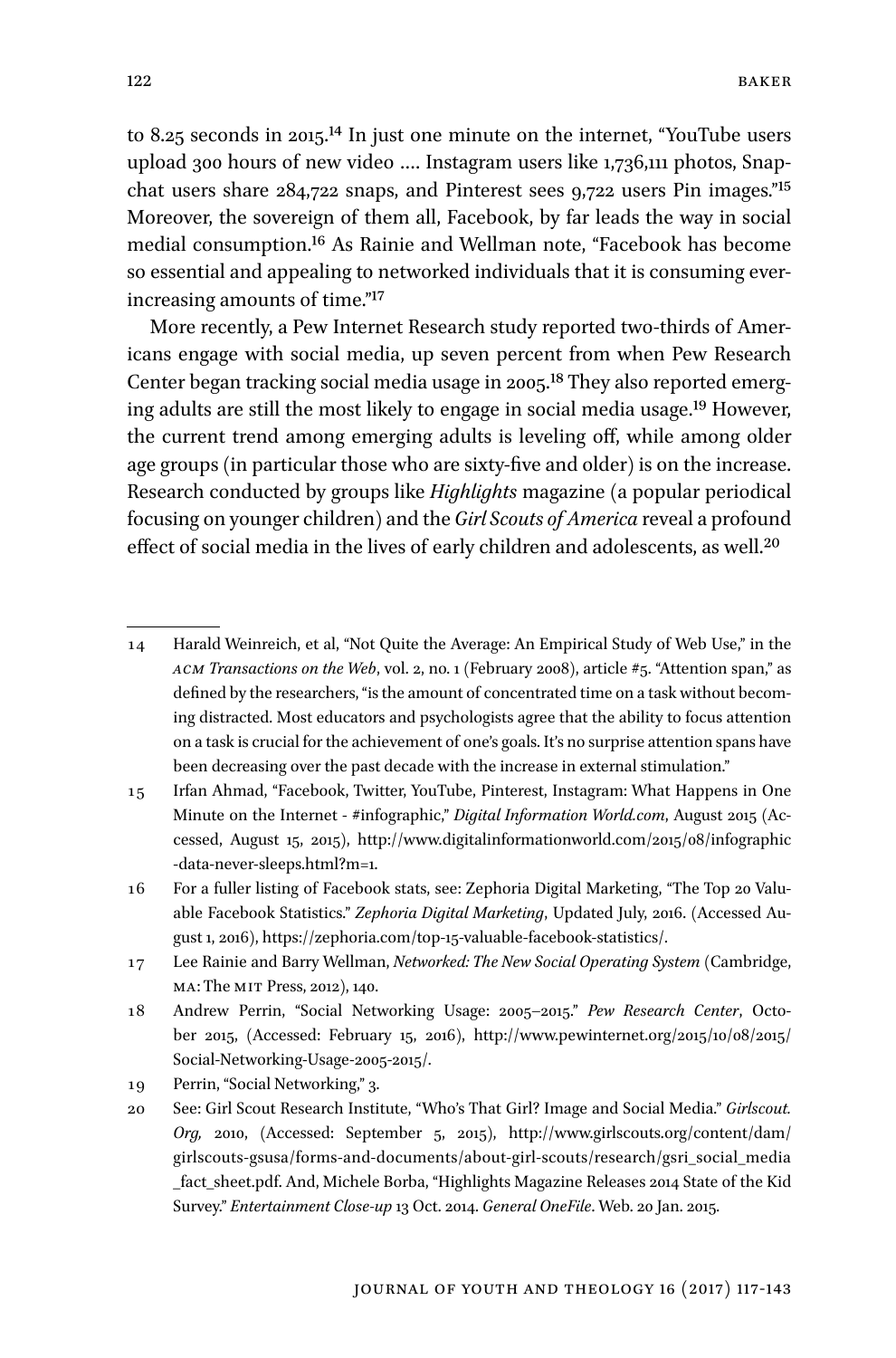to 8.25 seconds in 2015.[14] In just one minute on the internet, "YouTube users upload 300 hours of new video .... Instagram users like 1,736,111 photos, Snapchat users share 284,722 snaps, and Pinterest sees 9,722 users Pin images."[15] Moreover, the sovereign of them all, Facebook, by far leads the way in social medial consumption.[16] As Rainie and Wellman note, "Facebook has become so essential and appealing to networked individuals that it is consuming ever-increasing amounts of time."[17]

More recently, a Pew Internet Research study reported two-thirds of Americans engage with social media, up seven percent from when Pew Research Center began tracking social media usage in 2005.[18] They also reported emerging adults are still the most likely to engage in social media usage.[19] However, the current trend among emerging adults is leveling off, while among older age groups (in particular those who are sixty-five and older) is on the increase. Research conducted by groups like *Highlights* magazine (a popular periodical focusing on younger children) and the *Girl Scouts of America* reveal a profound effect of social media in the lives of early children and adolescents, as well.[20]

---

14 Harald Weinreich, et al, "Not Quite the Average: An Empirical Study of Web Use," in the *ACM Transactions on the Web*, vol. 2, no. 1 (February 2008), article #5. "Attention span," as defined by the researchers, "is the amount of concentrated time on a task without becoming distracted. Most educators and psychologists agree that the ability to focus attention on a task is crucial for the achievement of one's goals. It's no surprise attention spans have been decreasing over the past decade with the increase in external stimulation."

15 Irfan Ahmad, "Facebook, Twitter, YouTube, Pinterest, Instagram: What Happens in One Minute on the Internet - #infographic," *Digital Information World.com*, August 2015 (Accessed, August 15, 2015), http://www.digitalinformationworld.com/2015/08/infographic-data-never-sleeps.html?m=1.

16 For a fuller listing of Facebook stats, see: Zephoria Digital Marketing, "The Top 20 Valuable Facebook Statistics." *Zephoria Digital Marketing*, Updated July, 2016. (Accessed August 1, 2016), https://zephoria.com/top-15-valuable-facebook-statistics/.

17 Lee Rainie and Barry Wellman, *Networked: The New Social Operating System* (Cambridge, MA: The MIT Press, 2012), 140.

18 Andrew Perrin, "Social Networking Usage: 2005–2015." *Pew Research Center*, October 2015, (Accessed: February 15, 2016), http://www.pewinternet.org/2015/10/08/2015/Social-Networking-Usage-2005-2015/.

19 Perrin, "Social Networking," 3.

20 See: Girl Scout Research Institute, "Who's That Girl? Image and Social Media." *Girlscout.Org,* 2010, (Accessed: September 5, 2015), http://www.girlscouts.org/content/dam/girlscouts-gsusa/forms-and-documents/about-girl-scouts/research/gsri_social_media_fact_sheet.pdf. And, Michele Borba, "Highlights Magazine Releases 2014 State of the Kid Survey." *Entertainment Close-up* 13 Oct. 2014. *General OneFile*. Web. 20 Jan. 2015.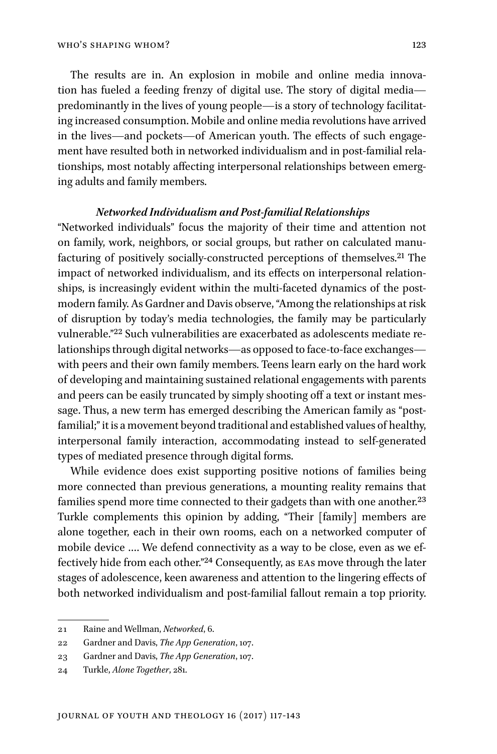The results are in. An explosion in mobile and online media innovation has fueled a feeding frenzy of digital use. The story of digital media—predominantly in the lives of young people—is a story of technology facilitating increased consumption. Mobile and online media revolutions have arrived in the lives—and pockets—of American youth. The effects of such engagement have resulted both in networked individualism and in post-familial relationships, most notably affecting interpersonal relationships between emerging adults and family members.

### *Networked Individualism and Post-familial Relationships*

"Networked individuals" focus the majority of their time and attention not on family, work, neighbors, or social groups, but rather on calculated manufacturing of positively socially-constructed perceptions of themselves.[21] The impact of networked individualism, and its effects on interpersonal relationships, is increasingly evident within the multi-faceted dynamics of the post-modern family. As Gardner and Davis observe, "Among the relationships at risk of disruption by today's media technologies, the family may be particularly vulnerable."[22] Such vulnerabilities are exacerbated as adolescents mediate relationships through digital networks—as opposed to face-to-face exchanges—with peers and their own family members. Teens learn early on the hard work of developing and maintaining sustained relational engagements with parents and peers can be easily truncated by simply shooting off a text or instant message. Thus, a new term has emerged describing the American family as "post-familial;" it is a movement beyond traditional and established values of healthy, interpersonal family interaction, accommodating instead to self-generated types of mediated presence through digital forms.

While evidence does exist supporting positive notions of families being more connected than previous generations, a mounting reality remains that families spend more time connected to their gadgets than with one another.[23] Turkle complements this opinion by adding, "Their [family] members are alone together, each in their own rooms, each on a networked computer of mobile device .... We defend connectivity as a way to be close, even as we effectively hide from each other."[24] Consequently, as EAs move through the later stages of adolescence, keen awareness and attention to the lingering effects of both networked individualism and post-familial fallout remain a top priority.

---

21 Raine and Wellman, *Networked*, 6.

22 Gardner and Davis, *The App Generation*, 107.

23 Gardner and Davis, *The App Generation*, 107.

24 Turkle, *Alone Together*, 281.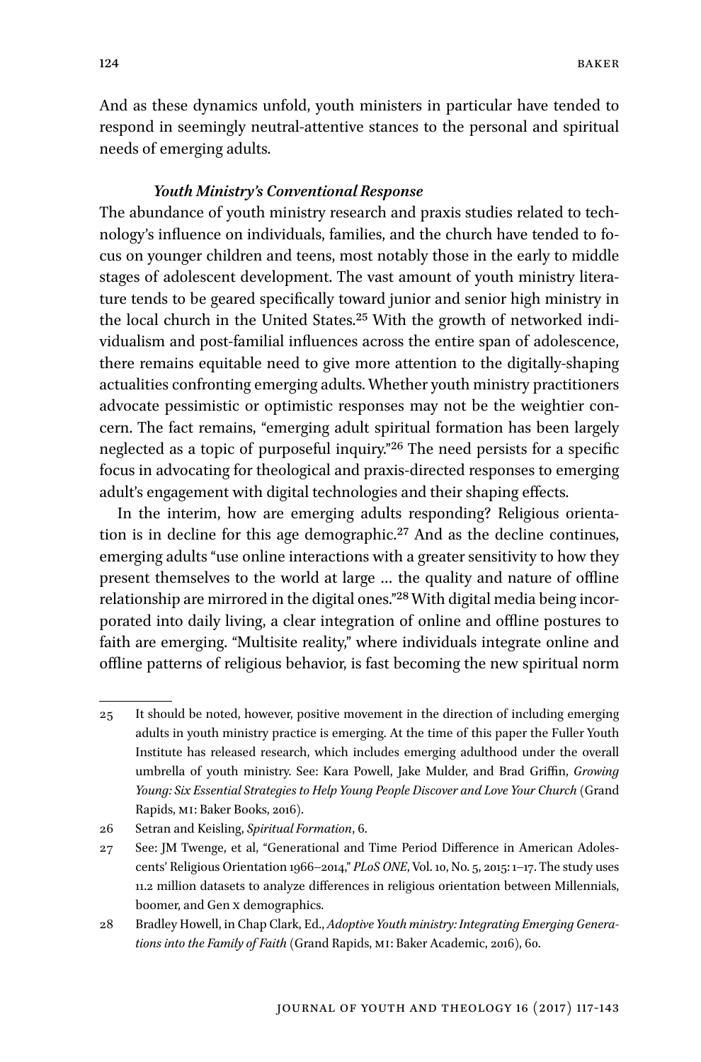And as these dynamics unfold, youth ministers in particular have tended to respond in seemingly neutral-attentive stances to the personal and spiritual needs of emerging adults.

### *Youth Ministry's Conventional Response*

The abundance of youth ministry research and praxis studies related to technology's influence on individuals, families, and the church have tended to focus on younger children and teens, most notably those in the early to middle stages of adolescent development. The vast amount of youth ministry literature tends to be geared specifically toward junior and senior high ministry in the local church in the United States.[25] With the growth of networked individualism and post-familial influences across the entire span of adolescence, there remains equitable need to give more attention to the digitally-shaping actualities confronting emerging adults. Whether youth ministry practitioners advocate pessimistic or optimistic responses may not be the weightier concern. The fact remains, "emerging adult spiritual formation has been largely neglected as a topic of purposeful inquiry."[26] The need persists for a specific focus in advocating for theological and praxis-directed responses to emerging adult's engagement with digital technologies and their shaping effects.

In the interim, how are emerging adults responding? Religious orientation is in decline for this age demographic.[27] And as the decline continues, emerging adults "use online interactions with a greater sensitivity to how they present themselves to the world at large … the quality and nature of offline relationship are mirrored in the digital ones."[28] With digital media being incorporated into daily living, a clear integration of online and offline postures to faith are emerging. "Multisite reality," where individuals integrate online and offline patterns of religious behavior, is fast becoming the new spiritual norm

---

25 It should be noted, however, positive movement in the direction of including emerging adults in youth ministry practice is emerging. At the time of this paper the Fuller Youth Institute has released research, which includes emerging adulthood under the overall umbrella of youth ministry. See: Kara Powell, Jake Mulder, and Brad Griffin, *Growing Young: Six Essential Strategies to Help Young People Discover and Love Your Church* (Grand Rapids, MI: Baker Books, 2016).

26 Setran and Keisling, *Spiritual Formation*, 6.

27 See: JM Twenge, et al, "Generational and Time Period Difference in American Adolescents' Religious Orientation 1966–2014," *PLoS ONE*, Vol. 10, No. 5, 2015: 1–17. The study uses 11.2 million datasets to analyze differences in religious orientation between Millennials, boomer, and Gen X demographics.

28 Bradley Howell, in Chap Clark, Ed., *Adoptive Youth ministry: Integrating Emerging Generations into the Family of Faith* (Grand Rapids, MI: Baker Academic, 2016), 60.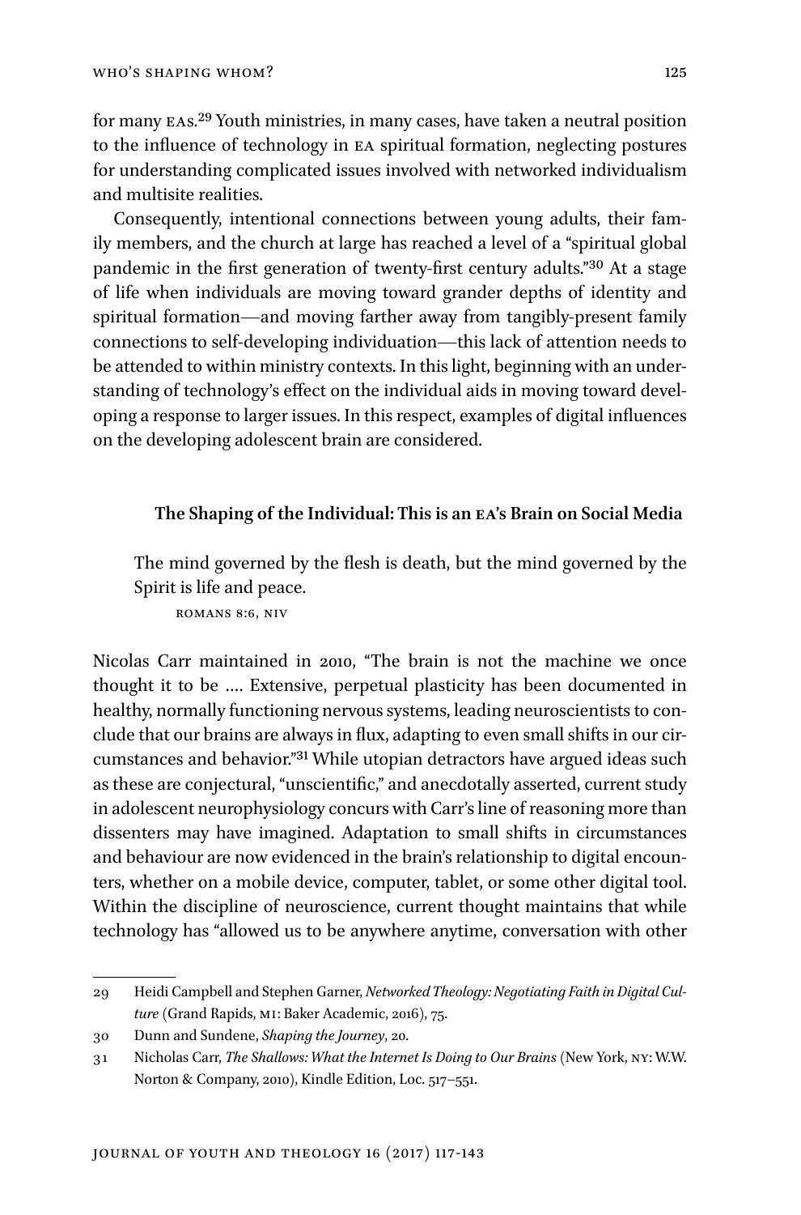for many EAs.[29] Youth ministries, in many cases, have taken a neutral position to the influence of technology in EA spiritual formation, neglecting postures for understanding complicated issues involved with networked individualism and multisite realities.

Consequently, intentional connections between young adults, their family members, and the church at large has reached a level of a "spiritual global pandemic in the first generation of twenty-first century adults."[30] At a stage of life when individuals are moving toward grander depths of identity and spiritual formation—and moving farther away from tangibly-present family connections to self-developing individuation—this lack of attention needs to be attended to within ministry contexts. In this light, beginning with an understanding of technology's effect on the individual aids in moving toward developing a response to larger issues. In this respect, examples of digital influences on the developing adolescent brain are considered.

### The Shaping of the Individual: This is an EA's Brain on Social Media

> The mind governed by the flesh is death, but the mind governed by the Spirit is life and peace.
>
> ROMANS 8:6, NIV

Nicolas Carr maintained in 2010, "The brain is not the machine we once thought it to be …. Extensive, perpetual plasticity has been documented in healthy, normally functioning nervous systems, leading neuroscientists to conclude that our brains are always in flux, adapting to even small shifts in our circumstances and behavior."[31] While utopian detractors have argued ideas such as these are conjectural, "unscientific," and anecdotally asserted, current study in adolescent neurophysiology concurs with Carr's line of reasoning more than dissenters may have imagined. Adaptation to small shifts in circumstances and behaviour are now evidenced in the brain's relationship to digital encounters, whether on a mobile device, computer, tablet, or some other digital tool. Within the discipline of neuroscience, current thought maintains that while technology has "allowed us to be anywhere anytime, conversation with other

---

29 Heidi Campbell and Stephen Garner, *Networked Theology: Negotiating Faith in Digital Culture* (Grand Rapids, MI: Baker Academic, 2016), 75.

30 Dunn and Sundene, *Shaping the Journey*, 20.

31 Nicholas Carr, *The Shallows: What the Internet Is Doing to Our Brains* (New York, NY: W.W. Norton & Company, 2010), Kindle Edition, Loc. 517–551.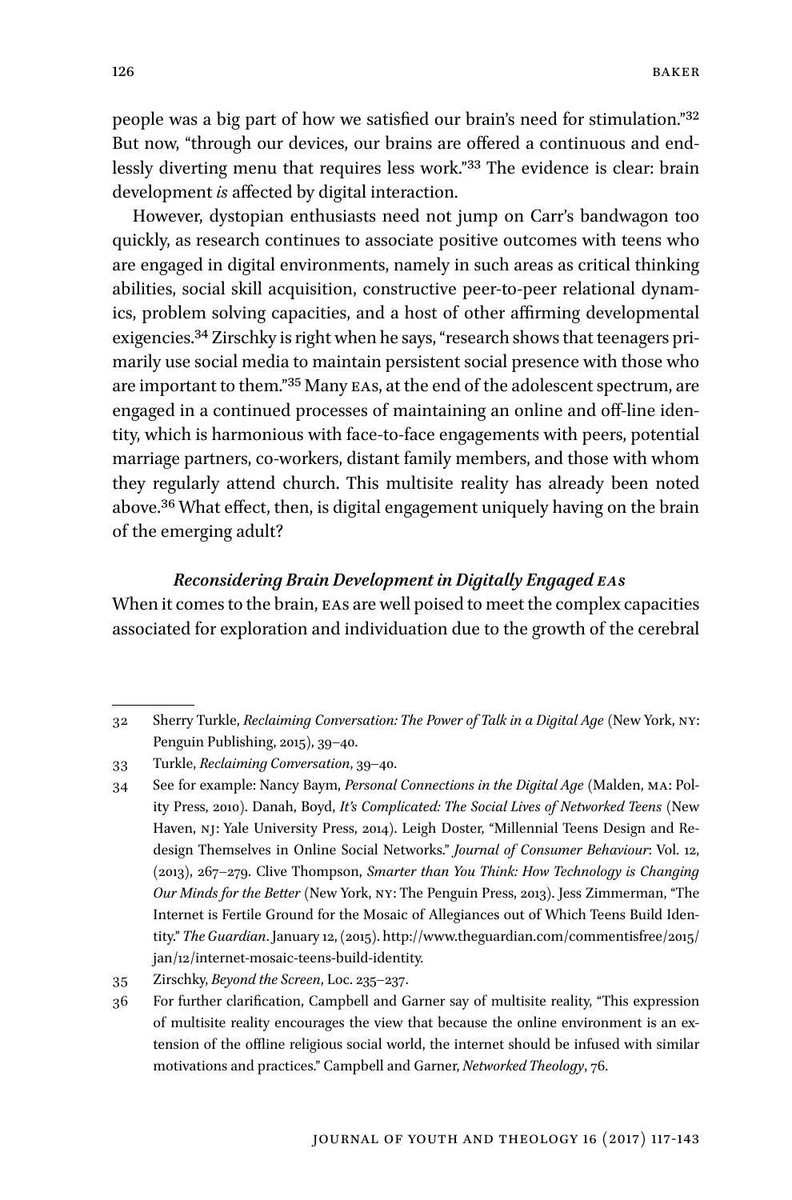people was a big part of how we satisfied our brain's need for stimulation."[32] But now, "through our devices, our brains are offered a continuous and endlessly diverting menu that requires less work."[33] The evidence is clear: brain development *is* affected by digital interaction.

However, dystopian enthusiasts need not jump on Carr's bandwagon too quickly, as research continues to associate positive outcomes with teens who are engaged in digital environments, namely in such areas as critical thinking abilities, social skill acquisition, constructive peer-to-peer relational dynamics, problem solving capacities, and a host of other affirming developmental exigencies.[34] Zirschky is right when he says, "research shows that teenagers primarily use social media to maintain persistent social presence with those who are important to them."[35] Many EAs, at the end of the adolescent spectrum, are engaged in a continued processes of maintaining an online and off-line identity, which is harmonious with face-to-face engagements with peers, potential marriage partners, co-workers, distant family members, and those with whom they regularly attend church. This multisite reality has already been noted above.[36] What effect, then, is digital engagement uniquely having on the brain of the emerging adult?

### *Reconsidering Brain Development in Digitally Engaged EAs*

When it comes to the brain, EAs are well poised to meet the complex capacities associated for exploration and individuation due to the growth of the cerebral

---

32 Sherry Turkle, *Reclaiming Conversation: The Power of Talk in a Digital Age* (New York, NY: Penguin Publishing, 2015), 39–40.

33 Turkle, *Reclaiming Conversation*, 39–40.

34 See for example: Nancy Baym, *Personal Connections in the Digital Age* (Malden, MA: Polity Press, 2010). Danah, Boyd, *It's Complicated: The Social Lives of Networked Teens* (New Haven, NJ: Yale University Press, 2014). Leigh Doster, "Millennial Teens Design and Redesign Themselves in Online Social Networks." *Journal of Consumer Behaviour*: Vol. 12, (2013), 267–279. Clive Thompson, *Smarter than You Think: How Technology is Changing Our Minds for the Better* (New York, NY: The Penguin Press, 2013). Jess Zimmerman, "The Internet is Fertile Ground for the Mosaic of Allegiances out of Which Teens Build Identity." *The Guardian*. January 12, (2015). http://www.theguardian.com/commentisfree/2015/jan/12/internet-mosaic-teens-build-identity.

35 Zirschky, *Beyond the Screen*, Loc. 235–237.

36 For further clarification, Campbell and Garner say of multisite reality, "This expression of multisite reality encourages the view that because the online environment is an extension of the offline religious social world, the internet should be infused with similar motivations and practices." Campbell and Garner, *Networked Theology*, 76.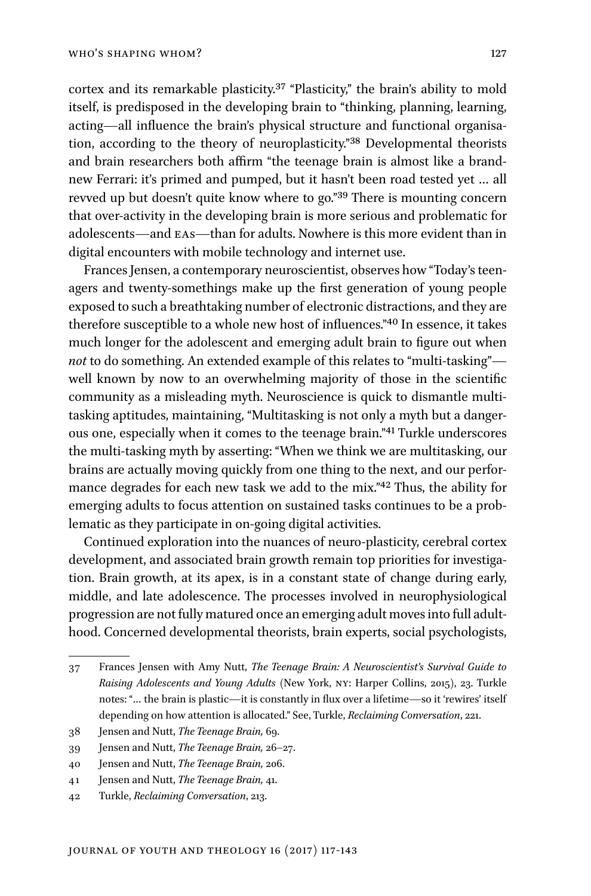cortex and its remarkable plasticity.[37] "Plasticity," the brain's ability to mold itself, is predisposed in the developing brain to "thinking, planning, learning, acting—all influence the brain's physical structure and functional organisation, according to the theory of neuroplasticity."[38] Developmental theorists and brain researchers both affirm "the teenage brain is almost like a brand-new Ferrari: it's primed and pumped, but it hasn't been road tested yet … all revved up but doesn't quite know where to go."[39] There is mounting concern that over-activity in the developing brain is more serious and problematic for adolescents—and EAs—than for adults. Nowhere is this more evident than in digital encounters with mobile technology and internet use.

Frances Jensen, a contemporary neuroscientist, observes how "Today's teenagers and twenty-somethings make up the first generation of young people exposed to such a breathtaking number of electronic distractions, and they are therefore susceptible to a whole new host of influences."[40] In essence, it takes much longer for the adolescent and emerging adult brain to figure out when *not* to do something. An extended example of this relates to "multi-tasking"—well known by now to an overwhelming majority of those in the scientific community as a misleading myth. Neuroscience is quick to dismantle multi-tasking aptitudes, maintaining, "Multitasking is not only a myth but a dangerous one, especially when it comes to the teenage brain."[41] Turkle underscores the multi-tasking myth by asserting: "When we think we are multitasking, our brains are actually moving quickly from one thing to the next, and our performance degrades for each new task we add to the mix."[42] Thus, the ability for emerging adults to focus attention on sustained tasks continues to be a problematic as they participate in on-going digital activities.

Continued exploration into the nuances of neuro-plasticity, cerebral cortex development, and associated brain growth remain top priorities for investigation. Brain growth, at its apex, is in a constant state of change during early, middle, and late adolescence. The processes involved in neurophysiological progression are not fully matured once an emerging adult moves into full adulthood. Concerned developmental theorists, brain experts, social psychologists,

---

37 Frances Jensen with Amy Nutt, *The Teenage Brain: A Neuroscientist's Survival Guide to Raising Adolescents and Young Adults* (New York, NY: Harper Collins, 2015), 23. Turkle notes: "… the brain is plastic—it is constantly in flux over a lifetime—so it 'rewires' itself depending on how attention is allocated." See, Turkle, *Reclaiming Conversation*, 221.

38 Jensen and Nutt, *The Teenage Brain,* 69.

39 Jensen and Nutt, *The Teenage Brain,* 26–27.

40 Jensen and Nutt, *The Teenage Brain,* 206.

41 Jensen and Nutt, *The Teenage Brain,* 41.

42 Turkle, *Reclaiming Conversation*, 213.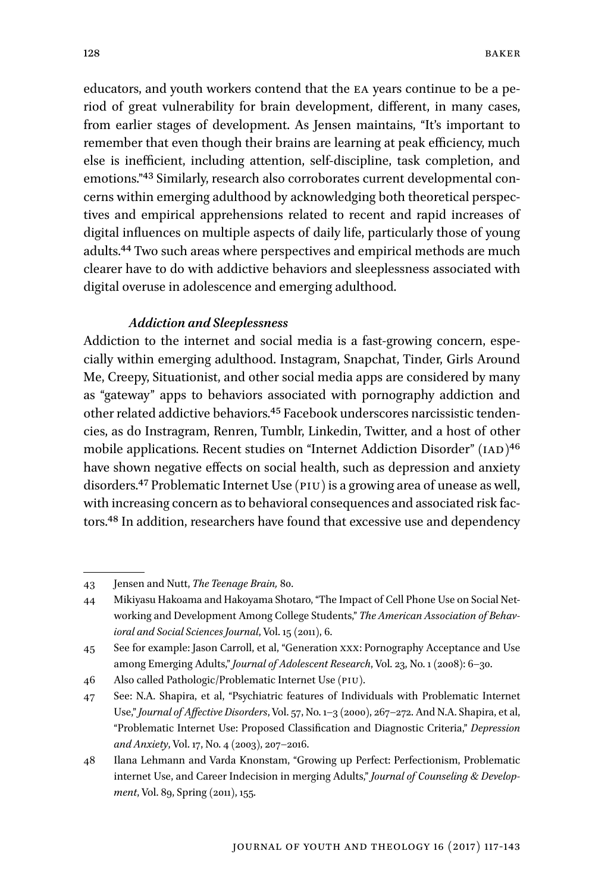educators, and youth workers contend that the EA years continue to be a period of great vulnerability for brain development, different, in many cases, from earlier stages of development. As Jensen maintains, "It's important to remember that even though their brains are learning at peak efficiency, much else is inefficient, including attention, self-discipline, task completion, and emotions."[43] Similarly, research also corroborates current developmental concerns within emerging adulthood by acknowledging both theoretical perspectives and empirical apprehensions related to recent and rapid increases of digital influences on multiple aspects of daily life, particularly those of young adults.[44] Two such areas where perspectives and empirical methods are much clearer have to do with addictive behaviors and sleeplessness associated with digital overuse in adolescence and emerging adulthood.

***Addiction and Sleeplessness***

Addiction to the internet and social media is a fast-growing concern, especially within emerging adulthood. Instagram, Snapchat, Tinder, Girls Around Me, Creepy, Situationist, and other social media apps are considered by many as "gateway" apps to behaviors associated with pornography addiction and other related addictive behaviors.[45] Facebook underscores narcissistic tendencies, as do Instagram, Renren, Tumblr, Linkedin, Twitter, and a host of other mobile applications. Recent studies on "Internet Addiction Disorder" (IAD)[46] have shown negative effects on social health, such as depression and anxiety disorders.[47] Problematic Internet Use (PIU) is a growing area of unease as well, with increasing concern as to behavioral consequences and associated risk factors.[48] In addition, researchers have found that excessive use and dependency

---

43 Jensen and Nutt, *The Teenage Brain,* 80.

44 Mikiyasu Hakoama and Hakoyama Shotaro, "The Impact of Cell Phone Use on Social Networking and Development Among College Students," *The American Association of Behavioral and Social Sciences Journal*, Vol. 15 (2011), 6.

45 See for example: Jason Carroll, et al, "Generation XXX: Pornography Acceptance and Use among Emerging Adults," *Journal of Adolescent Research*, Vol. 23, No. 1 (2008): 6–30.

46 Also called Pathologic/Problematic Internet Use (PIU).

47 See: N.A. Shapira, et al, "Psychiatric features of Individuals with Problematic Internet Use," *Journal of Affective Disorders*, Vol. 57, No. 1–3 (2000), 267–272. And N.A. Shapira, et al, "Problematic Internet Use: Proposed Classification and Diagnostic Criteria," *Depression and Anxiety*, Vol. 17, No. 4 (2003), 207–2016.

48 Ilana Lehmann and Varda Knonstam, "Growing up Perfect: Perfectionism, Problematic internet Use, and Career Indecision in merging Adults," *Journal of Counseling & Development*, Vol. 89, Spring (2011), 155.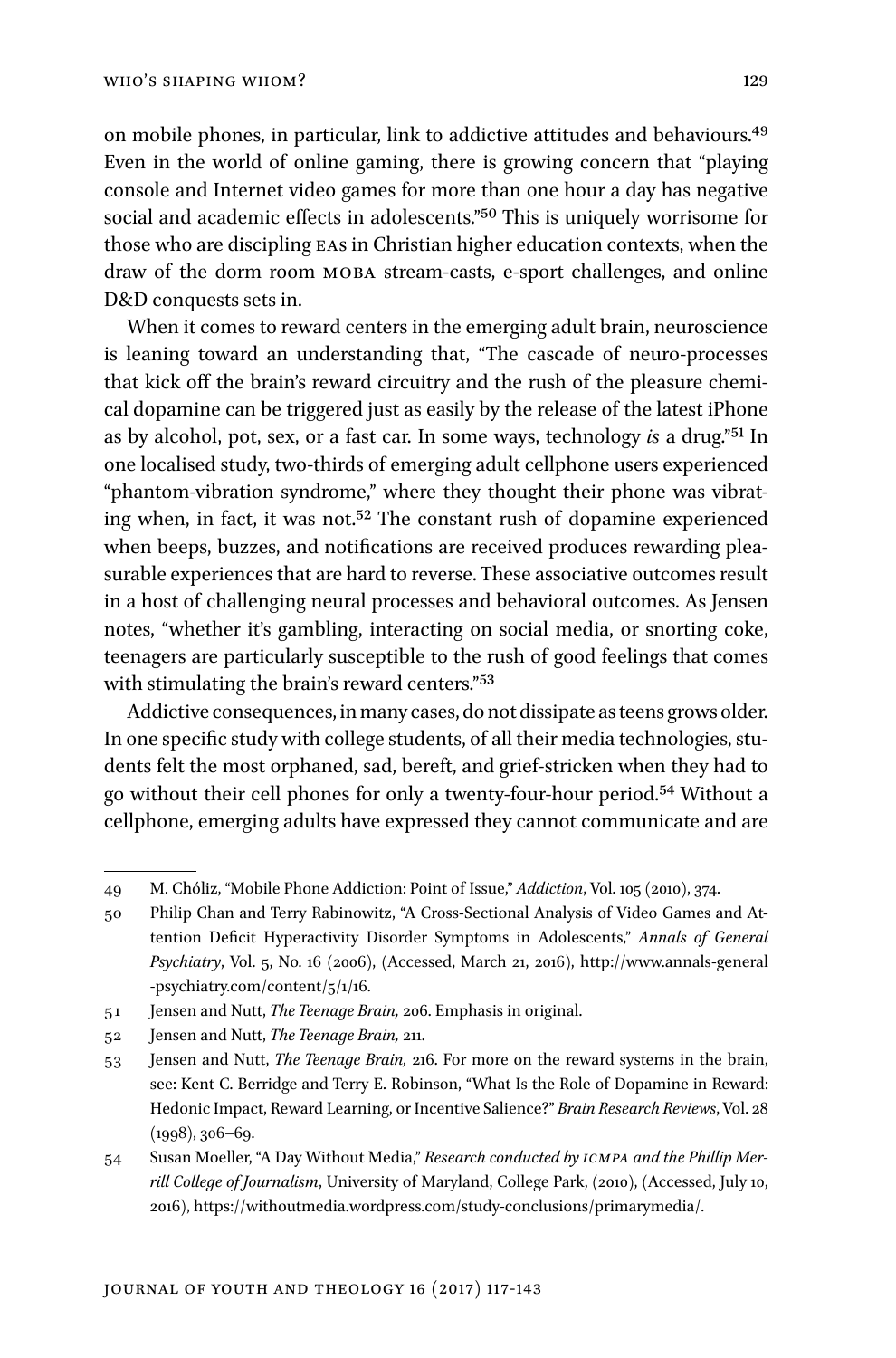on mobile phones, in particular, link to addictive attitudes and behaviours.[49] Even in the world of online gaming, there is growing concern that "playing console and Internet video games for more than one hour a day has negative social and academic effects in adolescents."[50] This is uniquely worrisome for those who are discipling EAs in Christian higher education contexts, when the draw of the dorm room MOBA stream-casts, e-sport challenges, and online D&D conquests sets in.

When it comes to reward centers in the emerging adult brain, neuroscience is leaning toward an understanding that, "The cascade of neuro-processes that kick off the brain's reward circuitry and the rush of the pleasure chemical dopamine can be triggered just as easily by the release of the latest iPhone as by alcohol, pot, sex, or a fast car. In some ways, technology *is* a drug."[51] In one localised study, two-thirds of emerging adult cellphone users experienced "phantom-vibration syndrome," where they thought their phone was vibrating when, in fact, it was not.[52] The constant rush of dopamine experienced when beeps, buzzes, and notifications are received produces rewarding pleasurable experiences that are hard to reverse. These associative outcomes result in a host of challenging neural processes and behavioral outcomes. As Jensen notes, "whether it's gambling, interacting on social media, or snorting coke, teenagers are particularly susceptible to the rush of good feelings that comes with stimulating the brain's reward centers."[53]

Addictive consequences, in many cases, do not dissipate as teens grows older. In one specific study with college students, of all their media technologies, students felt the most orphaned, sad, bereft, and grief-stricken when they had to go without their cell phones for only a twenty-four-hour period.[54] Without a cellphone, emerging adults have expressed they cannot communicate and are

---

49 M. Chóliz, "Mobile Phone Addiction: Point of Issue," *Addiction*, Vol. 105 (2010), 374.

50 Philip Chan and Terry Rabinowitz, "A Cross-Sectional Analysis of Video Games and Attention Deficit Hyperactivity Disorder Symptoms in Adolescents," *Annals of General Psychiatry*, Vol. 5, No. 16 (2006), (Accessed, March 21, 2016), http://www.annals-general-psychiatry.com/content/5/1/16.

51 Jensen and Nutt, *The Teenage Brain,* 206. Emphasis in original.

52 Jensen and Nutt, *The Teenage Brain,* 211.

53 Jensen and Nutt, *The Teenage Brain,* 216. For more on the reward systems in the brain, see: Kent C. Berridge and Terry E. Robinson, "What Is the Role of Dopamine in Reward: Hedonic Impact, Reward Learning, or Incentive Salience?" *Brain Research Reviews*, Vol. 28 (1998), 306–69.

54 Susan Moeller, "A Day Without Media," *Research conducted by ICMPA and the Phillip Merrill College of Journalism*, University of Maryland, College Park, (2010), (Accessed, July 10, 2016), https://withoutmedia.wordpress.com/study-conclusions/primarymedia/.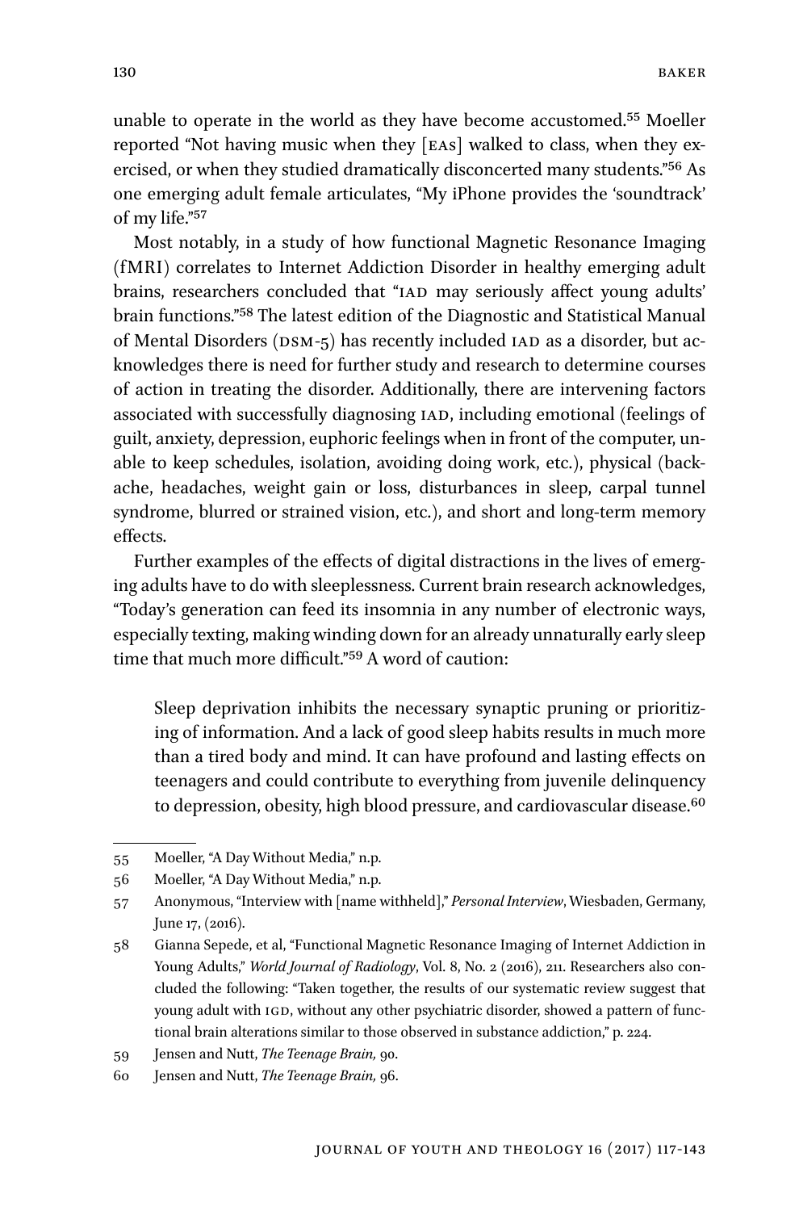unable to operate in the world as they have become accustomed.[55] Moeller reported "Not having music when they [EAS] walked to class, when they exercised, or when they studied dramatically disconcerted many students."[56] As one emerging adult female articulates, "My iPhone provides the 'soundtrack' of my life."[57]

Most notably, in a study of how functional Magnetic Resonance Imaging (fMRI) correlates to Internet Addiction Disorder in healthy emerging adult brains, researchers concluded that "IAD may seriously affect young adults' brain functions."[58] The latest edition of the Diagnostic and Statistical Manual of Mental Disorders (DSM-5) has recently included IAD as a disorder, but acknowledges there is need for further study and research to determine courses of action in treating the disorder. Additionally, there are intervening factors associated with successfully diagnosing IAD, including emotional (feelings of guilt, anxiety, depression, euphoric feelings when in front of the computer, unable to keep schedules, isolation, avoiding doing work, etc.), physical (backache, headaches, weight gain or loss, disturbances in sleep, carpal tunnel syndrome, blurred or strained vision, etc.), and short and long-term memory effects.

Further examples of the effects of digital distractions in the lives of emerging adults have to do with sleeplessness. Current brain research acknowledges, "Today's generation can feed its insomnia in any number of electronic ways, especially texting, making winding down for an already unnaturally early sleep time that much more difficult."[59] A word of caution:

> Sleep deprivation inhibits the necessary synaptic pruning or prioritizing of information. And a lack of good sleep habits results in much more than a tired body and mind. It can have profound and lasting effects on teenagers and could contribute to everything from juvenile delinquency to depression, obesity, high blood pressure, and cardiovascular disease.[60]

---

55 Moeller, "A Day Without Media," n.p.

56 Moeller, "A Day Without Media," n.p.

57 Anonymous, "Interview with [name withheld]," *Personal Interview*, Wiesbaden, Germany, June 17, (2016).

58 Gianna Sepede, et al, "Functional Magnetic Resonance Imaging of Internet Addiction in Young Adults," *World Journal of Radiology*, Vol. 8, No. 2 (2016), 211. Researchers also concluded the following: "Taken together, the results of our systematic review suggest that young adult with IGD, without any other psychiatric disorder, showed a pattern of functional brain alterations similar to those observed in substance addiction," p. 224.

59 Jensen and Nutt, *The Teenage Brain,* 90.

60 Jensen and Nutt, *The Teenage Brain,* 96.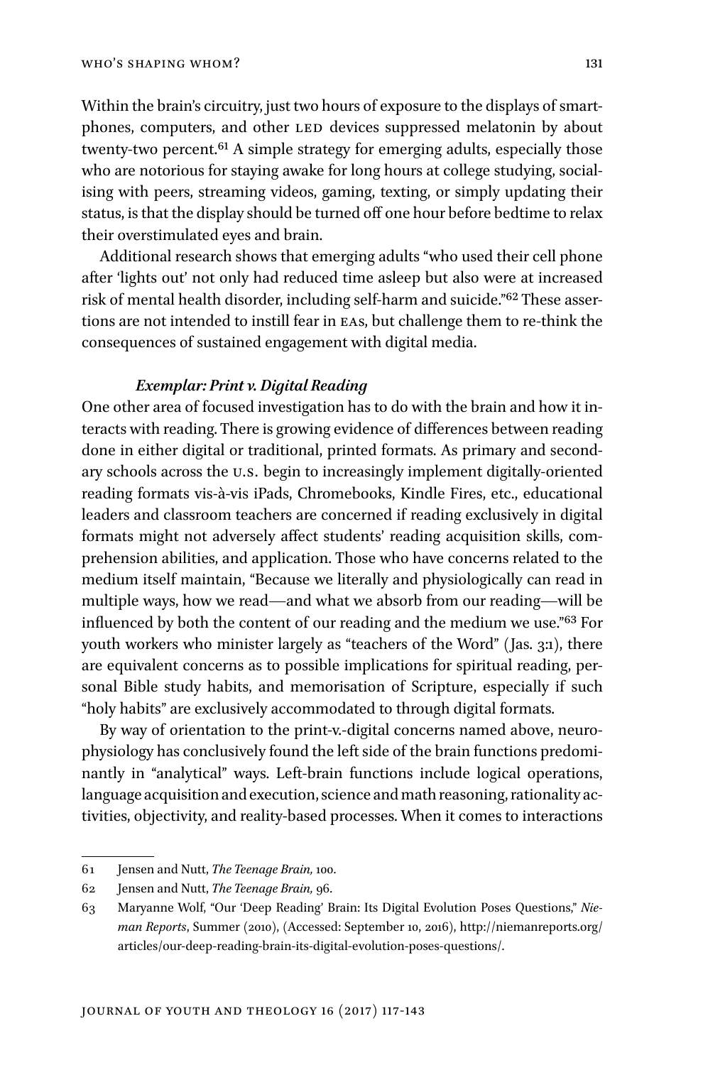Within the brain's circuitry, just two hours of exposure to the displays of smartphones, computers, and other LED devices suppressed melatonin by about twenty-two percent.[61] A simple strategy for emerging adults, especially those who are notorious for staying awake for long hours at college studying, socialising with peers, streaming videos, gaming, texting, or simply updating their status, is that the display should be turned off one hour before bedtime to relax their overstimulated eyes and brain.

Additional research shows that emerging adults "who used their cell phone after 'lights out' not only had reduced time asleep but also were at increased risk of mental health disorder, including self-harm and suicide."[62] These assertions are not intended to instill fear in EAs, but challenge them to re-think the consequences of sustained engagement with digital media.

### *Exemplar: Print v. Digital Reading*

One other area of focused investigation has to do with the brain and how it interacts with reading. There is growing evidence of differences between reading done in either digital or traditional, printed formats. As primary and secondary schools across the U.S. begin to increasingly implement digitally-oriented reading formats vis-à-vis iPads, Chromebooks, Kindle Fires, etc., educational leaders and classroom teachers are concerned if reading exclusively in digital formats might not adversely affect students' reading acquisition skills, comprehension abilities, and application. Those who have concerns related to the medium itself maintain, "Because we literally and physiologically can read in multiple ways, how we read—and what we absorb from our reading—will be influenced by both the content of our reading and the medium we use."[63] For youth workers who minister largely as "teachers of the Word" (Jas. 3:1), there are equivalent concerns as to possible implications for spiritual reading, personal Bible study habits, and memorisation of Scripture, especially if such "holy habits" are exclusively accommodated to through digital formats.

By way of orientation to the print-v.-digital concerns named above, neurophysiology has conclusively found the left side of the brain functions predominantly in "analytical" ways. Left-brain functions include logical operations, language acquisition and execution, science and math reasoning, rationality activities, objectivity, and reality-based processes. When it comes to interactions

---

61 Jensen and Nutt, *The Teenage Brain,* 100.

62 Jensen and Nutt, *The Teenage Brain,* 96.

63 Maryanne Wolf, "Our 'Deep Reading' Brain: Its Digital Evolution Poses Questions," *Nieman Reports*, Summer (2010), (Accessed: September 10, 2016), http://niemanreports.org/articles/our-deep-reading-brain-its-digital-evolution-poses-questions/.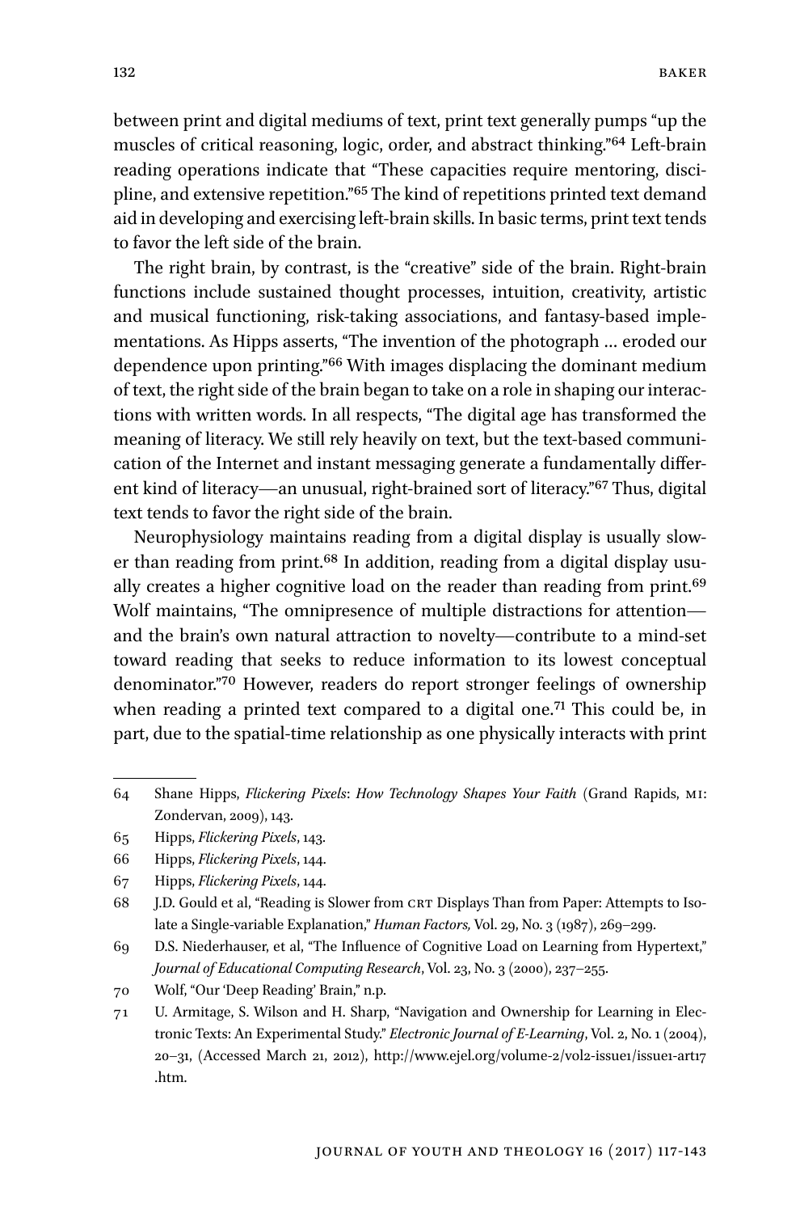between print and digital mediums of text, print text generally pumps "up the muscles of critical reasoning, logic, order, and abstract thinking."[64] Left-brain reading operations indicate that "These capacities require mentoring, discipline, and extensive repetition."[65] The kind of repetitions printed text demand aid in developing and exercising left-brain skills. In basic terms, print text tends to favor the left side of the brain.

The right brain, by contrast, is the "creative" side of the brain. Right-brain functions include sustained thought processes, intuition, creativity, artistic and musical functioning, risk-taking associations, and fantasy-based implementations. As Hipps asserts, "The invention of the photograph … eroded our dependence upon printing."[66] With images displacing the dominant medium of text, the right side of the brain began to take on a role in shaping our interactions with written words. In all respects, "The digital age has transformed the meaning of literacy. We still rely heavily on text, but the text-based communication of the Internet and instant messaging generate a fundamentally different kind of literacy—an unusual, right-brained sort of literacy."[67] Thus, digital text tends to favor the right side of the brain.

Neurophysiology maintains reading from a digital display is usually slower than reading from print.[68] In addition, reading from a digital display usually creates a higher cognitive load on the reader than reading from print.[69] Wolf maintains, "The omnipresence of multiple distractions for attention—and the brain's own natural attraction to novelty—contribute to a mind-set toward reading that seeks to reduce information to its lowest conceptual denominator."[70] However, readers do report stronger feelings of ownership when reading a printed text compared to a digital one.[71] This could be, in part, due to the spatial-time relationship as one physically interacts with print

---

64 Shane Hipps, *Flickering Pixels*: *How Technology Shapes Your Faith* (Grand Rapids, MI: Zondervan, 2009), 143.

65 Hipps, *Flickering Pixels*, 143.

66 Hipps, *Flickering Pixels*, 144.

67 Hipps, *Flickering Pixels*, 144.

68 J.D. Gould et al, "Reading is Slower from CRT Displays Than from Paper: Attempts to Isolate a Single-variable Explanation," *Human Factors,* Vol. 29, No. 3 (1987), 269–299.

69 D.S. Niederhauser, et al, "The Influence of Cognitive Load on Learning from Hypertext," *Journal of Educational Computing Research*, Vol. 23, No. 3 (2000), 237–255.

70 Wolf, "Our 'Deep Reading' Brain," n.p.

71 U. Armitage, S. Wilson and H. Sharp, "Navigation and Ownership for Learning in Electronic Texts: An Experimental Study." *Electronic Journal of E-Learning*, Vol. 2, No. 1 (2004), 20–31, (Accessed March 21, 2012), http://www.ejel.org/volume-2/vol2-issue1/issue1-art17.htm.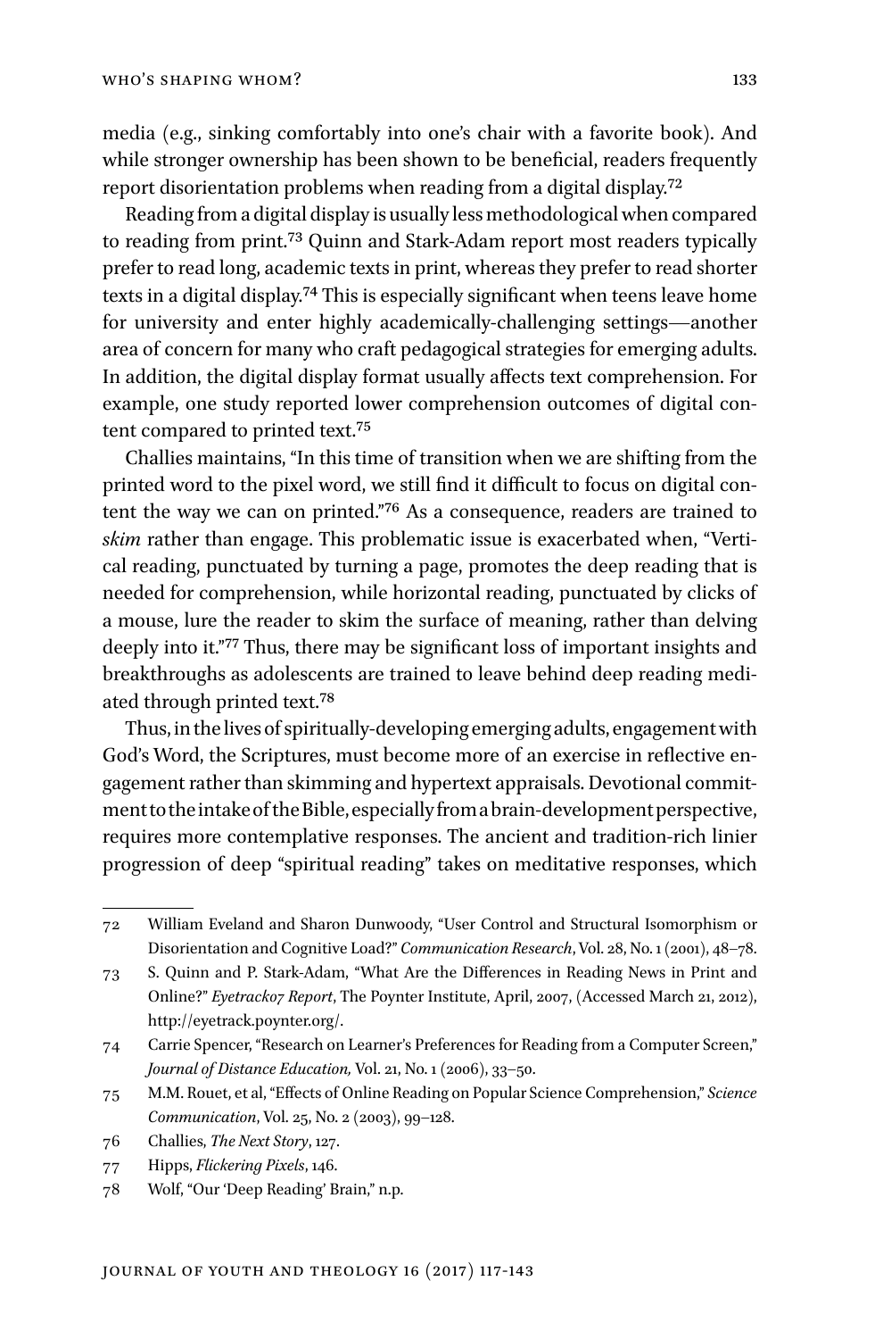media (e.g., sinking comfortably into one's chair with a favorite book). And while stronger ownership has been shown to be beneficial, readers frequently report disorientation problems when reading from a digital display.[72]

Reading from a digital display is usually less methodological when compared to reading from print.[73] Quinn and Stark-Adam report most readers typically prefer to read long, academic texts in print, whereas they prefer to read shorter texts in a digital display.[74] This is especially significant when teens leave home for university and enter highly academically-challenging settings—another area of concern for many who craft pedagogical strategies for emerging adults. In addition, the digital display format usually affects text comprehension. For example, one study reported lower comprehension outcomes of digital content compared to printed text.[75]

Challies maintains, "In this time of transition when we are shifting from the printed word to the pixel word, we still find it difficult to focus on digital content the way we can on printed."[76] As a consequence, readers are trained to *skim* rather than engage. This problematic issue is exacerbated when, "Vertical reading, punctuated by turning a page, promotes the deep reading that is needed for comprehension, while horizontal reading, punctuated by clicks of a mouse, lure the reader to skim the surface of meaning, rather than delving deeply into it."[77] Thus, there may be significant loss of important insights and breakthroughs as adolescents are trained to leave behind deep reading mediated through printed text.[78]

Thus, in the lives of spiritually-developing emerging adults, engagement with God's Word, the Scriptures, must become more of an exercise in reflective engagement rather than skimming and hypertext appraisals. Devotional commitment to the intake of the Bible, especially from a brain-development perspective, requires more contemplative responses. The ancient and tradition-rich linier progression of deep "spiritual reading" takes on meditative responses, which

---

72 William Eveland and Sharon Dunwoody, "User Control and Structural Isomorphism or Disorientation and Cognitive Load?" *Communication Research*, Vol. 28, No. 1 (2001), 48–78.

73 S. Quinn and P. Stark-Adam, "What Are the Differences in Reading News in Print and Online?" *Eyetrack07 Report*, The Poynter Institute, April, 2007, (Accessed March 21, 2012), http://eyetrack.poynter.org/.

74 Carrie Spencer, "Research on Learner's Preferences for Reading from a Computer Screen," *Journal of Distance Education,* Vol. 21, No. 1 (2006), 33–50.

75 M.M. Rouet, et al, "Effects of Online Reading on Popular Science Comprehension," *Science Communication*, Vol. 25, No. 2 (2003), 99–128.

76 Challies, *The Next Story*, 127.

77 Hipps, *Flickering Pixels*, 146.

78 Wolf, "Our 'Deep Reading' Brain," n.p.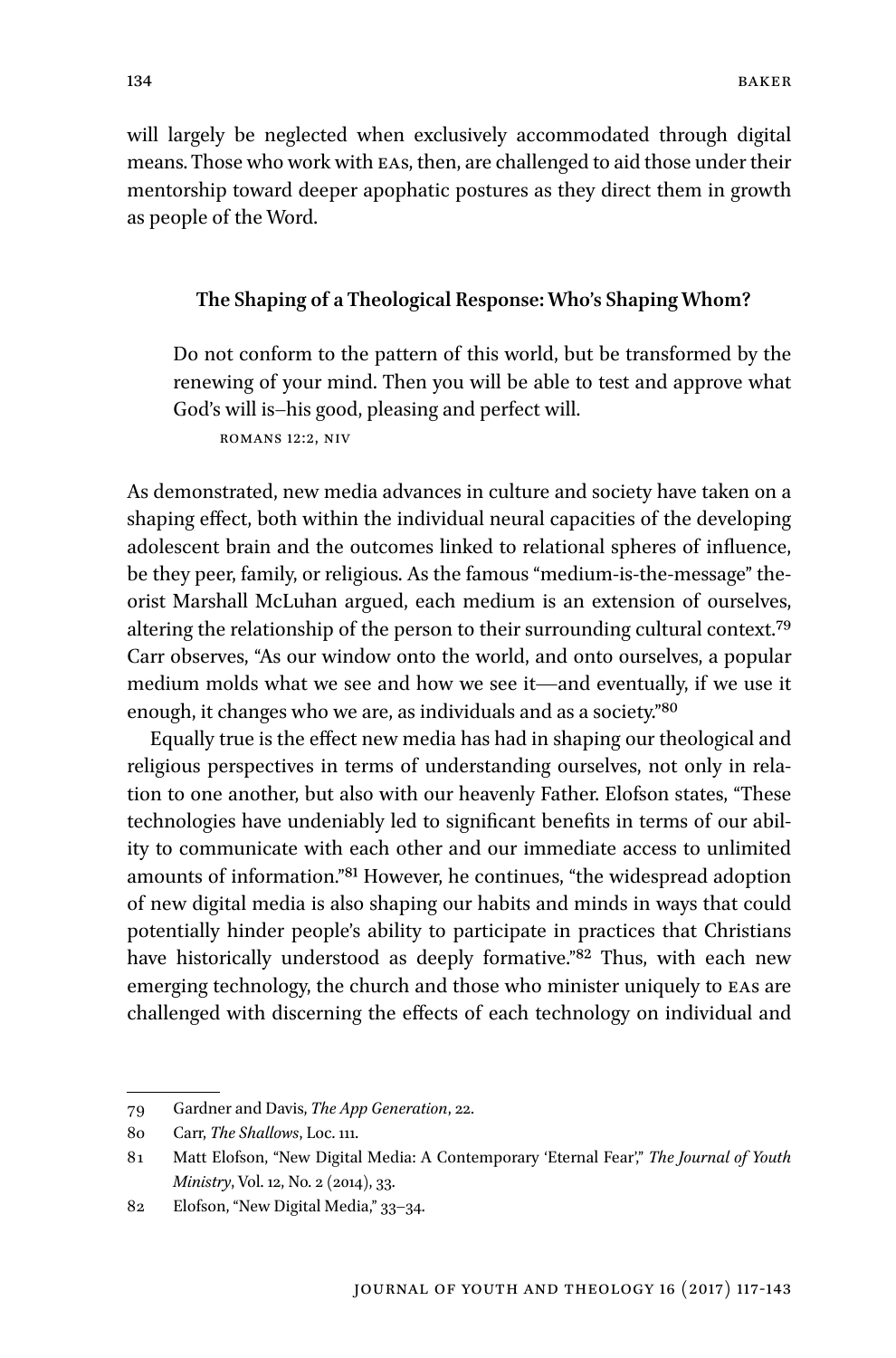will largely be neglected when exclusively accommodated through digital means. Those who work with EAs, then, are challenged to aid those under their mentorship toward deeper apophatic postures as they direct them in growth as people of the Word.

### The Shaping of a Theological Response: Who's Shaping Whom?

> Do not conform to the pattern of this world, but be transformed by the renewing of your mind. Then you will be able to test and approve what God's will is–his good, pleasing and perfect will.
>
> ROMANS 12:2, NIV

As demonstrated, new media advances in culture and society have taken on a shaping effect, both within the individual neural capacities of the developing adolescent brain and the outcomes linked to relational spheres of influence, be they peer, family, or religious. As the famous "medium-is-the-message" theorist Marshall McLuhan argued, each medium is an extension of ourselves, altering the relationship of the person to their surrounding cultural context.[79] Carr observes, "As our window onto the world, and onto ourselves, a popular medium molds what we see and how we see it—and eventually, if we use it enough, it changes who we are, as individuals and as a society."[80]

Equally true is the effect new media has had in shaping our theological and religious perspectives in terms of understanding ourselves, not only in relation to one another, but also with our heavenly Father. Elofson states, "These technologies have undeniably led to significant benefits in terms of our ability to communicate with each other and our immediate access to unlimited amounts of information."[81] However, he continues, "the widespread adoption of new digital media is also shaping our habits and minds in ways that could potentially hinder people's ability to participate in practices that Christians have historically understood as deeply formative."[82] Thus, with each new emerging technology, the church and those who minister uniquely to EAs are challenged with discerning the effects of each technology on individual and

---

79 Gardner and Davis, *The App Generation*, 22.

80 Carr, *The Shallows*, Loc. 111.

81 Matt Elofson, "New Digital Media: A Contemporary 'Eternal Fear'," *The Journal of Youth Ministry*, Vol. 12, No. 2 (2014), 33.

82 Elofson, "New Digital Media," 33–34.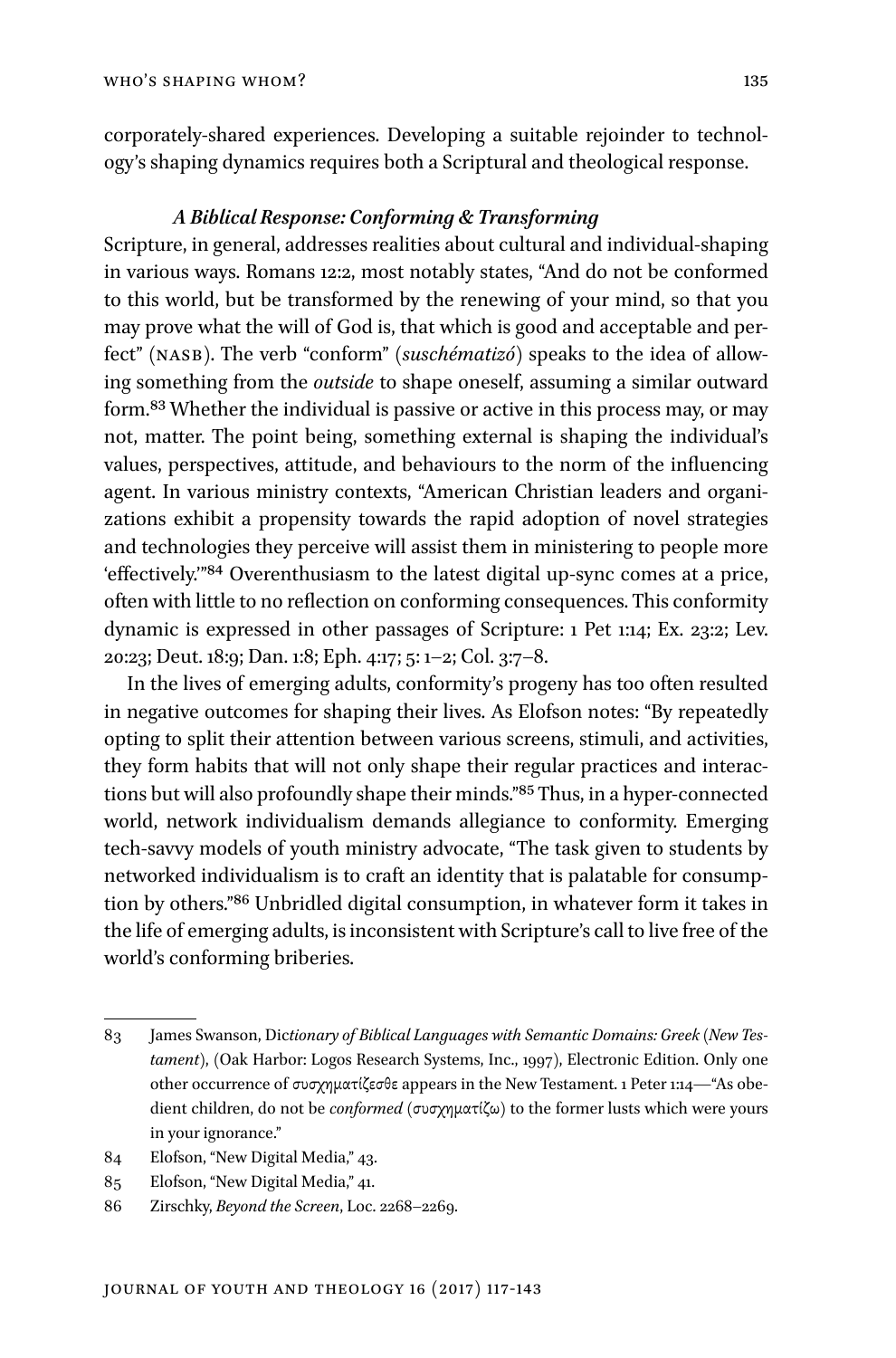corporately-shared experiences. Developing a suitable rejoinder to technology's shaping dynamics requires both a Scriptural and theological response.

### *A Biblical Response: Conforming & Transforming*

Scripture, in general, addresses realities about cultural and individual-shaping in various ways. Romans 12:2, most notably states, "And do not be conformed to this world, but be transformed by the renewing of your mind, so that you may prove what the will of God is, that which is good and acceptable and perfect" (NASB). The verb "conform" (*suschématizó*) speaks to the idea of allowing something from the *outside* to shape oneself, assuming a similar outward form.[83] Whether the individual is passive or active in this process may, or may not, matter. The point being, something external is shaping the individual's values, perspectives, attitude, and behaviours to the norm of the influencing agent. In various ministry contexts, "American Christian leaders and organizations exhibit a propensity towards the rapid adoption of novel strategies and technologies they perceive will assist them in ministering to people more 'effectively.'"[84] Overenthusiasm to the latest digital up-sync comes at a price, often with little to no reflection on conforming consequences. This conformity dynamic is expressed in other passages of Scripture: 1 Pet 1:14; Ex. 23:2; Lev. 20:23; Deut. 18:9; Dan. 1:8; Eph. 4:17; 5: 1–2; Col. 3:7–8.

In the lives of emerging adults, conformity's progeny has too often resulted in negative outcomes for shaping their lives. As Elofson notes: "By repeatedly opting to split their attention between various screens, stimuli, and activities, they form habits that will not only shape their regular practices and interactions but will also profoundly shape their minds."[85] Thus, in a hyper-connected world, network individualism demands allegiance to conformity. Emerging tech-savvy models of youth ministry advocate, "The task given to students by networked individualism is to craft an identity that is palatable for consumption by others."[86] Unbridled digital consumption, in whatever form it takes in the life of emerging adults, is inconsistent with Scripture's call to live free of the world's conforming briberies.

---

83 James Swanson, Di*ctionary of Biblical Languages with Semantic Domains: Greek* (*New Testament*), (Oak Harbor: Logos Research Systems, Inc., 1997), Electronic Edition. Only one other occurrence of συσχηματίζεσθε appears in the New Testament. 1 Peter 1:14—"As obedient children, do not be *conformed* (συσχηματίζω) to the former lusts which were yours in your ignorance."

84 Elofson, "New Digital Media," 43.

85 Elofson, "New Digital Media," 41.

86 Zirschky, *Beyond the Screen*, Loc. 2268–2269.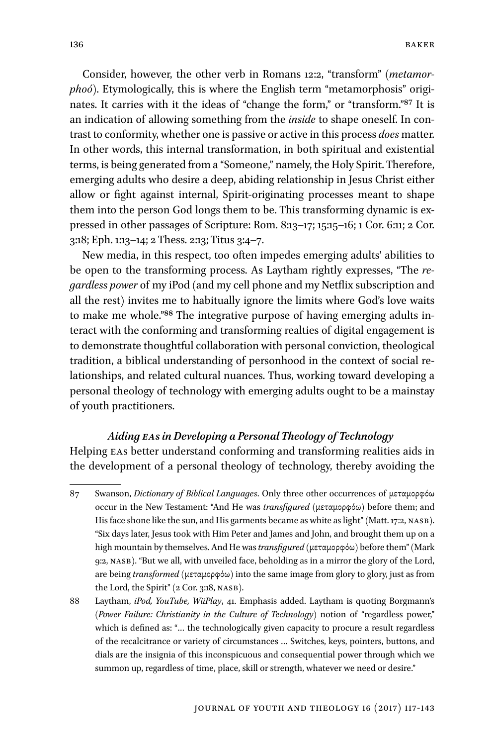Consider, however, the other verb in Romans 12:2, "transform" (*metamorphoó*). Etymologically, this is where the English term "metamorphosis" originates. It carries with it the ideas of "change the form," or "transform."[87] It is an indication of allowing something from the *inside* to shape oneself. In contrast to conformity, whether one is passive or active in this process *does* matter. In other words, this internal transformation, in both spiritual and existential terms, is being generated from a "Someone," namely, the Holy Spirit. Therefore, emerging adults who desire a deep, abiding relationship in Jesus Christ either allow or fight against internal, Spirit-originating processes meant to shape them into the person God longs them to be. This transforming dynamic is expressed in other passages of Scripture: Rom. 8:13–17; 15:15–16; 1 Cor. 6:11; 2 Cor. 3:18; Eph. 1:13–14; 2 Thess. 2:13; Titus 3:4–7.

New media, in this respect, too often impedes emerging adults' abilities to be open to the transforming process. As Laytham rightly expresses, "The *regardless power* of my iPod (and my cell phone and my Netflix subscription and all the rest) invites me to habitually ignore the limits where God's love waits to make me whole."[88] The integrative purpose of having emerging adults interact with the conforming and transforming realties of digital engagement is to demonstrate thoughtful collaboration with personal conviction, theological tradition, a biblical understanding of personhood in the context of social relationships, and related cultural nuances. Thus, working toward developing a personal theology of technology with emerging adults ought to be a mainstay of youth practitioners.

### *Aiding EAs in Developing a Personal Theology of Technology*

Helping EAs better understand conforming and transforming realities aids in the development of a personal theology of technology, thereby avoiding the

---

87 Swanson, *Dictionary of Biblical Languages*. Only three other occurrences of μεταμορφόω occur in the New Testament: "And He was *transfigured* (μεταμορφόω) before them; and His face shone like the sun, and His garments became as white as light" (Matt. 17:2, NASB). "Six days later, Jesus took with Him Peter and James and John, and brought them up on a high mountain by themselves. And He was *transfigured* (μεταμορφόω) before them" (Mark 9:2, NASB). "But we all, with unveiled face, beholding as in a mirror the glory of the Lord, are being *transformed* (μεταμορφόω) into the same image from glory to glory, just as from the Lord, the Spirit" (2 Cor. 3:18, NASB).

88 Laytham, *iPod, YouTube, WiiPlay*, 41. Emphasis added. Laytham is quoting Borgmann's (*Power Failure: Christianity in the Culture of Technology*) notion of "regardless power," which is defined as: "… the technologically given capacity to procure a result regardless of the recalcitrance or variety of circumstances … Switches, keys, pointers, buttons, and dials are the insignia of this inconspicuous and consequential power through which we summon up, regardless of time, place, skill or strength, whatever we need or desire."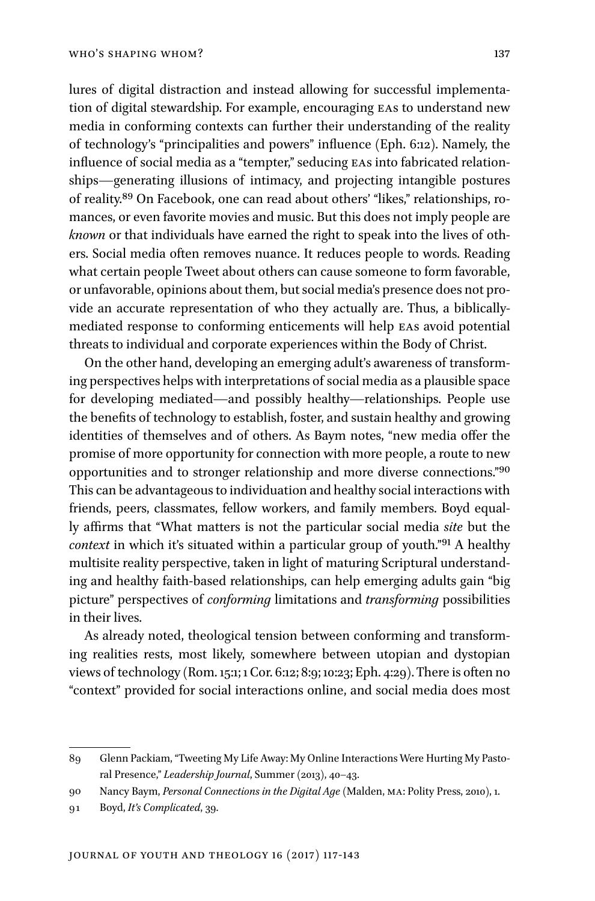lures of digital distraction and instead allowing for successful implementation of digital stewardship. For example, encouraging EAs to understand new media in conforming contexts can further their understanding of the reality of technology's "principalities and powers" influence (Eph. 6:12). Namely, the influence of social media as a "tempter," seducing EAs into fabricated relationships—generating illusions of intimacy, and projecting intangible postures of reality.[89] On Facebook, one can read about others' "likes," relationships, romances, or even favorite movies and music. But this does not imply people are *known* or that individuals have earned the right to speak into the lives of others. Social media often removes nuance. It reduces people to words. Reading what certain people Tweet about others can cause someone to form favorable, or unfavorable, opinions about them, but social media's presence does not provide an accurate representation of who they actually are. Thus, a biblically-mediated response to conforming enticements will help EAs avoid potential threats to individual and corporate experiences within the Body of Christ.

On the other hand, developing an emerging adult's awareness of transforming perspectives helps with interpretations of social media as a plausible space for developing mediated—and possibly healthy—relationships. People use the benefits of technology to establish, foster, and sustain healthy and growing identities of themselves and of others. As Baym notes, "new media offer the promise of more opportunity for connection with more people, a route to new opportunities and to stronger relationship and more diverse connections."[90] This can be advantageous to individuation and healthy social interactions with friends, peers, classmates, fellow workers, and family members. Boyd equally affirms that "What matters is not the particular social media *site* but the *context* in which it's situated within a particular group of youth."[91] A healthy multisite reality perspective, taken in light of maturing Scriptural understanding and healthy faith-based relationships, can help emerging adults gain "big picture" perspectives of *conforming* limitations and *transforming* possibilities in their lives.

As already noted, theological tension between conforming and transforming realities rests, most likely, somewhere between utopian and dystopian views of technology (Rom. 15:1; 1 Cor. 6:12; 8:9; 10:23; Eph. 4:29). There is often no "context" provided for social interactions online, and social media does most

---

89 Glenn Packiam, "Tweeting My Life Away: My Online Interactions Were Hurting My Pastoral Presence," *Leadership Journal*, Summer (2013), 40–43.

90 Nancy Baym, *Personal Connections in the Digital Age* (Malden, MA: Polity Press, 2010), 1.

91 Boyd, *It's Complicated*, 39.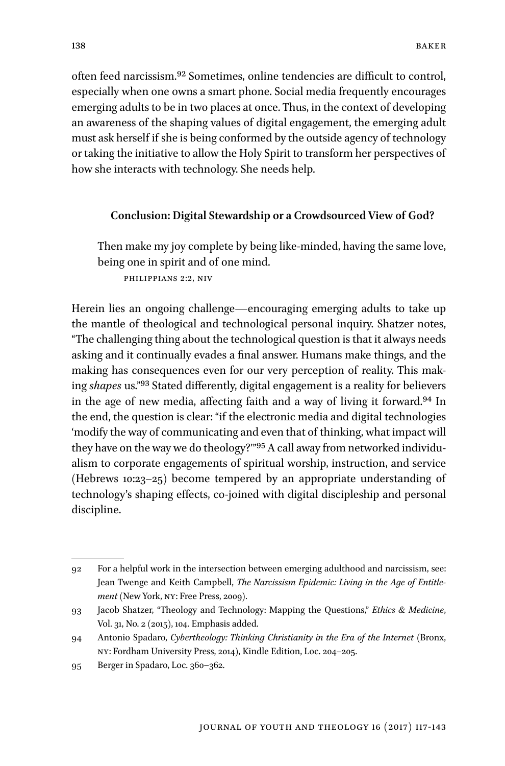often feed narcissism.[92] Sometimes, online tendencies are difficult to control, especially when one owns a smart phone. Social media frequently encourages emerging adults to be in two places at once. Thus, in the context of developing an awareness of the shaping values of digital engagement, the emerging adult must ask herself if she is being conformed by the outside agency of technology or taking the initiative to allow the Holy Spirit to transform her perspectives of how she interacts with technology. She needs help.

## Conclusion: Digital Stewardship or a Crowdsourced View of God?

> Then make my joy complete by being like-minded, having the same love, being one in spirit and of one mind.
>
> PHILIPPIANS 2:2, NIV

Herein lies an ongoing challenge—encouraging emerging adults to take up the mantle of theological and technological personal inquiry. Shatzer notes, "The challenging thing about the technological question is that it always needs asking and it continually evades a final answer. Humans make things, and the making has consequences even for our very perception of reality. This making *shapes* us."[93] Stated differently, digital engagement is a reality for believers in the age of new media, affecting faith and a way of living it forward.[94] In the end, the question is clear: "if the electronic media and digital technologies 'modify the way of communicating and even that of thinking, what impact will they have on the way we do theology?'"[95] A call away from networked individualism to corporate engagements of spiritual worship, instruction, and service (Hebrews 10:23–25) become tempered by an appropriate understanding of technology's shaping effects, co-joined with digital discipleship and personal discipline.

---

92 For a helpful work in the intersection between emerging adulthood and narcissism, see: Jean Twenge and Keith Campbell, *The Narcissism Epidemic: Living in the Age of Entitlement* (New York, NY: Free Press, 2009).

93 Jacob Shatzer, "Theology and Technology: Mapping the Questions," *Ethics & Medicine*, Vol. 31, No. 2 (2015), 104. Emphasis added.

94 Antonio Spadaro, *Cybertheology: Thinking Christianity in the Era of the Internet* (Bronx, NY: Fordham University Press, 2014), Kindle Edition, Loc. 204–205.

95 Berger in Spadaro, Loc. 360–362.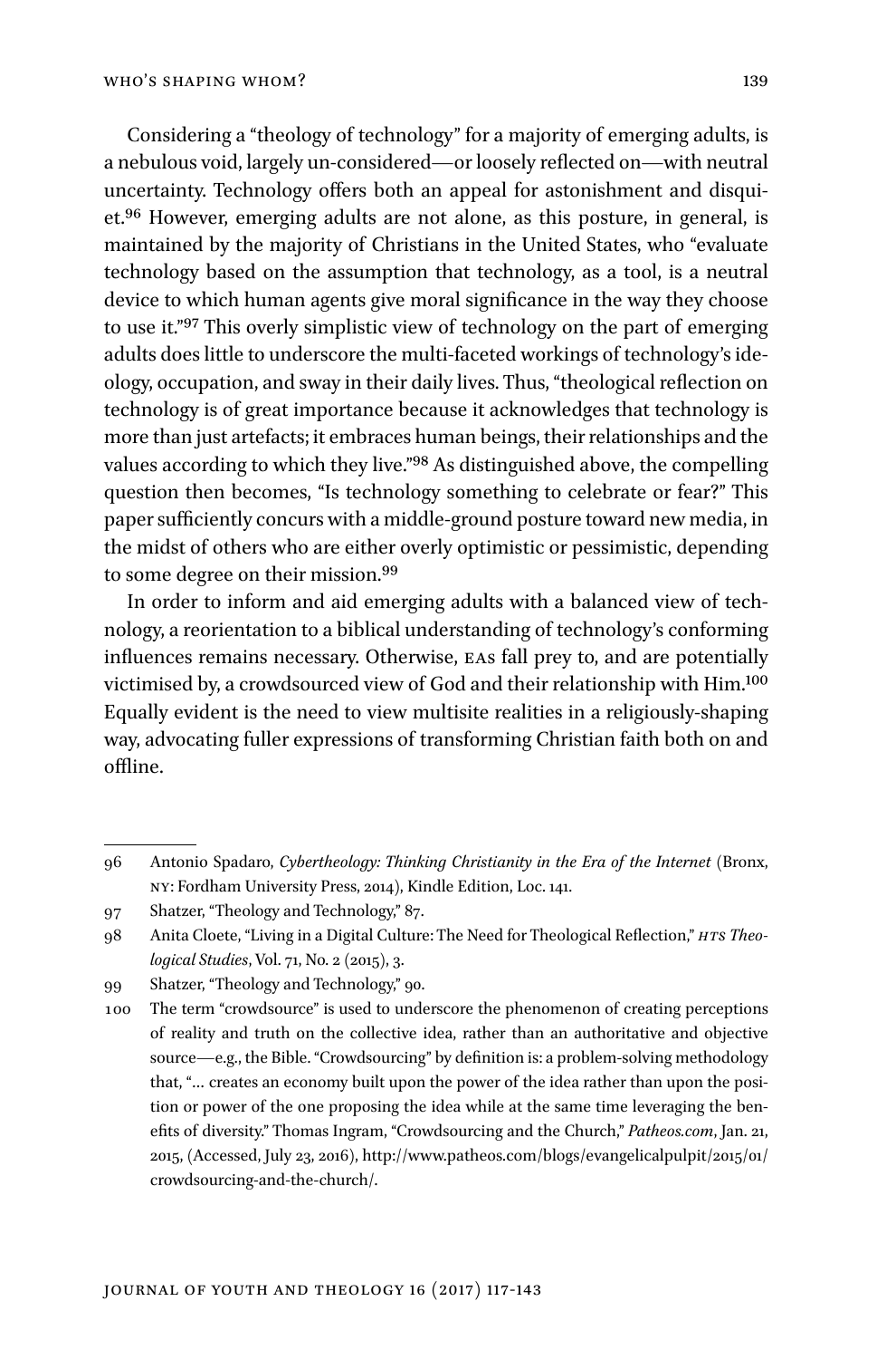Considering a "theology of technology" for a majority of emerging adults, is a nebulous void, largely un-considered—or loosely reflected on—with neutral uncertainty. Technology offers both an appeal for astonishment and disquiet.[96] However, emerging adults are not alone, as this posture, in general, is maintained by the majority of Christians in the United States, who "evaluate technology based on the assumption that technology, as a tool, is a neutral device to which human agents give moral significance in the way they choose to use it."[97] This overly simplistic view of technology on the part of emerging adults does little to underscore the multi-faceted workings of technology's ideology, occupation, and sway in their daily lives. Thus, "theological reflection on technology is of great importance because it acknowledges that technology is more than just artefacts; it embraces human beings, their relationships and the values according to which they live."[98] As distinguished above, the compelling question then becomes, "Is technology something to celebrate or fear?" This paper sufficiently concurs with a middle-ground posture toward new media, in the midst of others who are either overly optimistic or pessimistic, depending to some degree on their mission.[99]

In order to inform and aid emerging adults with a balanced view of technology, a reorientation to a biblical understanding of technology's conforming influences remains necessary. Otherwise, EAs fall prey to, and are potentially victimised by, a crowdsourced view of God and their relationship with Him.[100] Equally evident is the need to view multisite realities in a religiously-shaping way, advocating fuller expressions of transforming Christian faith both on and offline.

---

96 Antonio Spadaro, *Cybertheology: Thinking Christianity in the Era of the Internet* (Bronx, NY: Fordham University Press, 2014), Kindle Edition, Loc. 141.

97 Shatzer, "Theology and Technology," 87.

98 Anita Cloete, "Living in a Digital Culture: The Need for Theological Reflection," *HTS Theological Studies*, Vol. 71, No. 2 (2015), 3.

99 Shatzer, "Theology and Technology," 90.

100 The term "crowdsource" is used to underscore the phenomenon of creating perceptions of reality and truth on the collective idea, rather than an authoritative and objective source—e.g., the Bible. "Crowdsourcing" by definition is: a problem-solving methodology that, "… creates an economy built upon the power of the idea rather than upon the position or power of the one proposing the idea while at the same time leveraging the benefits of diversity." Thomas Ingram, "Crowdsourcing and the Church," *Patheos.com*, Jan. 21, 2015, (Accessed, July 23, 2016), http://www.patheos.com/blogs/evangelicalpulpit/2015/01/crowdsourcing-and-the-church/.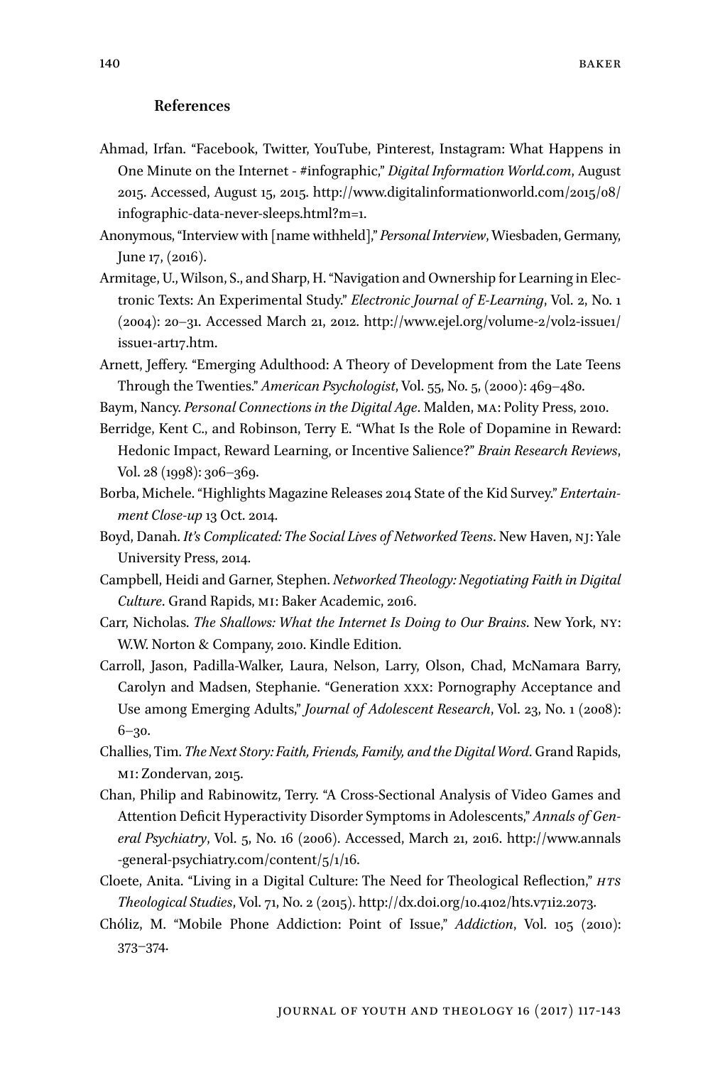## References

Ahmad, Irfan. "Facebook, Twitter, YouTube, Pinterest, Instagram: What Happens in One Minute on the Internet - #infographic," *Digital Information World.com*, August 2015. Accessed, August 15, 2015. http://www.digitalinformationworld.com/2015/08/infographic-data-never-sleeps.html?m=1.

Anonymous, "Interview with [name withheld]," *Personal Interview*, Wiesbaden, Germany, June 17, (2016).

Armitage, U., Wilson, S., and Sharp, H. "Navigation and Ownership for Learning in Electronic Texts: An Experimental Study." *Electronic Journal of E-Learning*, Vol. 2, No. 1 (2004): 20–31. Accessed March 21, 2012. http://www.ejel.org/volume-2/vol2-issue1/issue1-art17.htm.

Arnett, Jeffery. "Emerging Adulthood: A Theory of Development from the Late Teens Through the Twenties." *American Psychologist*, Vol. 55, No. 5, (2000): 469–480.

Baym, Nancy. *Personal Connections in the Digital Age*. Malden, MA: Polity Press, 2010.

Berridge, Kent C., and Robinson, Terry E. "What Is the Role of Dopamine in Reward: Hedonic Impact, Reward Learning, or Incentive Salience?" *Brain Research Reviews*, Vol. 28 (1998): 306–369.

Borba, Michele. "Highlights Magazine Releases 2014 State of the Kid Survey." *Entertainment Close-up* 13 Oct. 2014.

Boyd, Danah. *It's Complicated: The Social Lives of Networked Teens*. New Haven, NJ: Yale University Press, 2014.

Campbell, Heidi and Garner, Stephen. *Networked Theology: Negotiating Faith in Digital Culture*. Grand Rapids, MI: Baker Academic, 2016.

Carr, Nicholas. *The Shallows: What the Internet Is Doing to Our Brains*. New York, NY: W.W. Norton & Company, 2010. Kindle Edition.

Carroll, Jason, Padilla-Walker, Laura, Nelson, Larry, Olson, Chad, McNamara Barry, Carolyn and Madsen, Stephanie. "Generation XXX: Pornography Acceptance and Use among Emerging Adults," *Journal of Adolescent Research*, Vol. 23, No. 1 (2008): 6–30.

Challies, Tim. *The Next Story: Faith, Friends, Family, and the Digital Word*. Grand Rapids, MI: Zondervan, 2015.

Chan, Philip and Rabinowitz, Terry. "A Cross-Sectional Analysis of Video Games and Attention Deficit Hyperactivity Disorder Symptoms in Adolescents," *Annals of General Psychiatry*, Vol. 5, No. 16 (2006). Accessed, March 21, 2016. http://www.annals-general-psychiatry.com/content/5/1/16.

Cloete, Anita. "Living in a Digital Culture: The Need for Theological Reflection," *HTS Theological Studies*, Vol. 71, No. 2 (2015). http://dx.doi.org/10.4102/hts.v71i2.2073.

Chóliz, M. "Mobile Phone Addiction: Point of Issue," *Addiction*, Vol. 105 (2010): 373–374.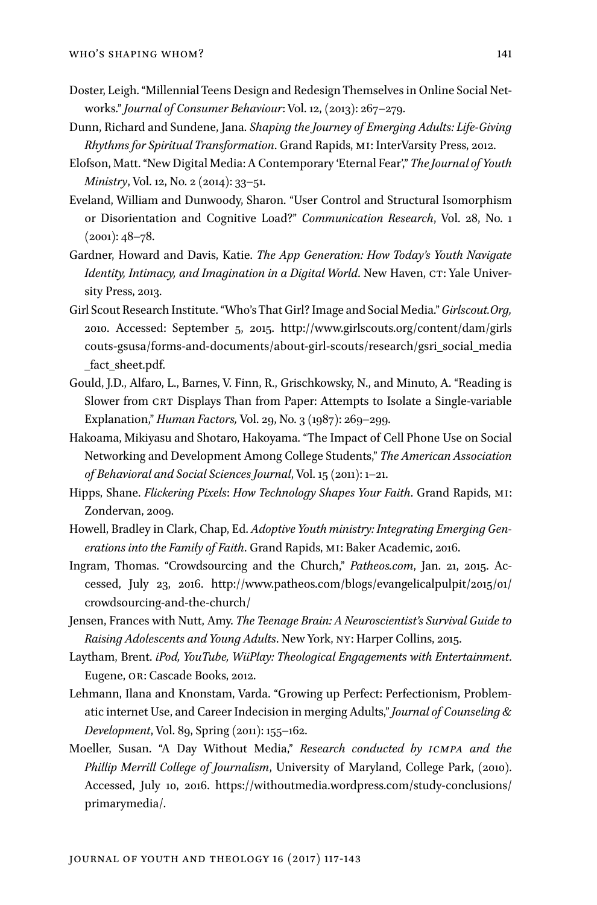Doster, Leigh. "Millennial Teens Design and Redesign Themselves in Online Social Networks." *Journal of Consumer Behaviour*: Vol. 12, (2013): 267–279.

Dunn, Richard and Sundene, Jana. *Shaping the Journey of Emerging Adults: Life-Giving Rhythms for Spiritual Transformation*. Grand Rapids, MI: InterVarsity Press, 2012.

Elofson, Matt. "New Digital Media: A Contemporary 'Eternal Fear'," *The Journal of Youth Ministry*, Vol. 12, No. 2 (2014): 33–51.

Eveland, William and Dunwoody, Sharon. "User Control and Structural Isomorphism or Disorientation and Cognitive Load?" *Communication Research*, Vol. 28, No. 1 (2001): 48–78.

Gardner, Howard and Davis, Katie. *The App Generation: How Today's Youth Navigate Identity, Intimacy, and Imagination in a Digital World*. New Haven, CT: Yale University Press, 2013.

Girl Scout Research Institute. "Who's That Girl? Image and Social Media." *Girlscout.Org,* 2010. Accessed: September 5, 2015. http://www.girlscouts.org/content/dam/girlscouts-gsusa/forms-and-documents/about-girl-scouts/research/gsri_social_media_fact_sheet.pdf.

Gould, J.D., Alfaro, L., Barnes, V. Finn, R., Grischkowsky, N., and Minuto, A. "Reading is Slower from CRT Displays Than from Paper: Attempts to Isolate a Single-variable Explanation," *Human Factors,* Vol. 29, No. 3 (1987): 269–299.

Hakoama, Mikiyasu and Shotaro, Hakoyama. "The Impact of Cell Phone Use on Social Networking and Development Among College Students," *The American Association of Behavioral and Social Sciences Journal*, Vol. 15 (2011): 1–21.

Hipps, Shane. *Flickering Pixels*: *How Technology Shapes Your Faith*. Grand Rapids, MI: Zondervan, 2009.

Howell, Bradley in Clark, Chap, Ed. *Adoptive Youth ministry: Integrating Emerging Generations into the Family of Faith*. Grand Rapids, MI: Baker Academic, 2016.

Ingram, Thomas. "Crowdsourcing and the Church," *Patheos.com*, Jan. 21, 2015. Accessed, July 23, 2016. http://www.patheos.com/blogs/evangelicalpulpit/2015/01/crowdsourcing-and-the-church/

Jensen, Frances with Nutt, Amy. *The Teenage Brain: A Neuroscientist's Survival Guide to Raising Adolescents and Young Adults*. New York, NY: Harper Collins, 2015.

Laytham, Brent. *iPod, YouTube, WiiPlay: Theological Engagements with Entertainment*. Eugene, OR: Cascade Books, 2012.

Lehmann, Ilana and Knonstam, Varda. "Growing up Perfect: Perfectionism, Problematic internet Use, and Career Indecision in merging Adults," *Journal of Counseling & Development*, Vol. 89, Spring (2011): 155–162.

Moeller, Susan. "A Day Without Media," *Research conducted by ICMPA and the Phillip Merrill College of Journalism*, University of Maryland, College Park, (2010). Accessed, July 10, 2016. https://withoutmedia.wordpress.com/study-conclusions/primarymedia/.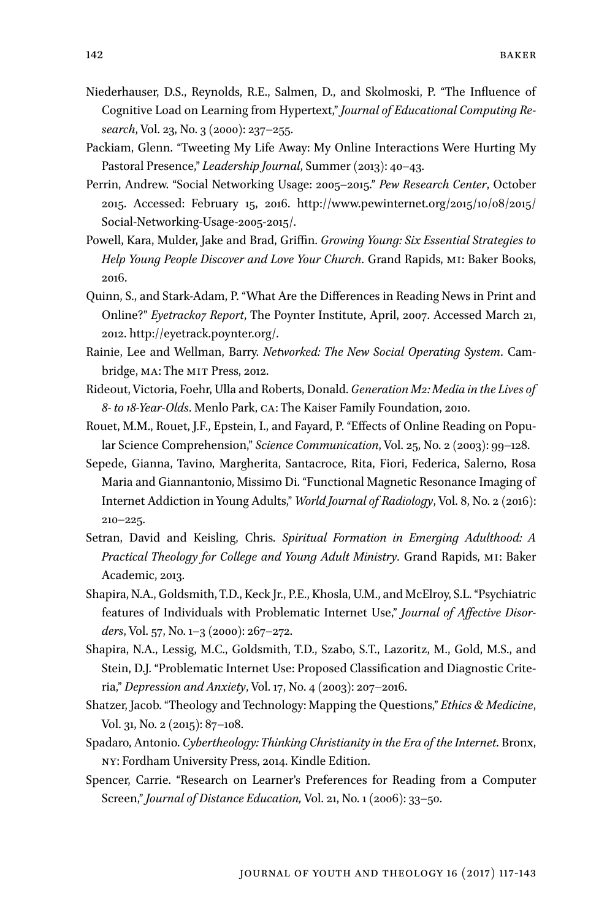Niederhauser, D.S., Reynolds, R.E., Salmen, D., and Skolmoski, P. "The Influence of Cognitive Load on Learning from Hypertext," *Journal of Educational Computing Research*, Vol. 23, No. 3 (2000): 237–255.

Packiam, Glenn. "Tweeting My Life Away: My Online Interactions Were Hurting My Pastoral Presence," *Leadership Journal*, Summer (2013): 40–43.

Perrin, Andrew. "Social Networking Usage: 2005–2015." *Pew Research Center*, October 2015. Accessed: February 15, 2016. http://www.pewinternet.org/2015/10/08/2015/Social-Networking-Usage-2005-2015/.

Powell, Kara, Mulder, Jake and Brad, Griffin. *Growing Young: Six Essential Strategies to Help Young People Discover and Love Your Church*. Grand Rapids, MI: Baker Books, 2016.

Quinn, S., and Stark-Adam, P. "What Are the Differences in Reading News in Print and Online?" *Eyetrack07 Report*, The Poynter Institute, April, 2007. Accessed March 21, 2012. http://eyetrack.poynter.org/.

Rainie, Lee and Wellman, Barry. *Networked: The New Social Operating System*. Cambridge, MA: The MIT Press, 2012.

Rideout, Victoria, Foehr, Ulla and Roberts, Donald. *Generation M2: Media in the Lives of 8- to 18-Year-Olds*. Menlo Park, CA: The Kaiser Family Foundation, 2010.

Rouet, M.M., Rouet, J.F., Epstein, I., and Fayard, P. "Effects of Online Reading on Popular Science Comprehension," *Science Communication*, Vol. 25, No. 2 (2003): 99–128.

Sepede, Gianna, Tavino, Margherita, Santacroce, Rita, Fiori, Federica, Salerno, Rosa Maria and Giannantonio, Missimo Di. "Functional Magnetic Resonance Imaging of Internet Addiction in Young Adults," *World Journal of Radiology*, Vol. 8, No. 2 (2016): 210–225.

Setran, David and Keisling, Chris. *Spiritual Formation in Emerging Adulthood: A Practical Theology for College and Young Adult Ministry*. Grand Rapids, MI: Baker Academic, 2013.

Shapira, N.A., Goldsmith, T.D., Keck Jr., P.E., Khosla, U.M., and McElroy, S.L. "Psychiatric features of Individuals with Problematic Internet Use," *Journal of Affective Disorders*, Vol. 57, No. 1–3 (2000): 267–272.

Shapira, N.A., Lessig, M.C., Goldsmith, T.D., Szabo, S.T., Lazoritz, M., Gold, M.S., and Stein, D.J. "Problematic Internet Use: Proposed Classification and Diagnostic Criteria," *Depression and Anxiety*, Vol. 17, No. 4 (2003): 207–2016.

Shatzer, Jacob. "Theology and Technology: Mapping the Questions," *Ethics & Medicine*, Vol. 31, No. 2 (2015): 87–108.

Spadaro, Antonio. *Cybertheology: Thinking Christianity in the Era of the Internet*. Bronx, NY: Fordham University Press, 2014. Kindle Edition.

Spencer, Carrie. "Research on Learner's Preferences for Reading from a Computer Screen," *Journal of Distance Education,* Vol. 21, No. 1 (2006): 33–50.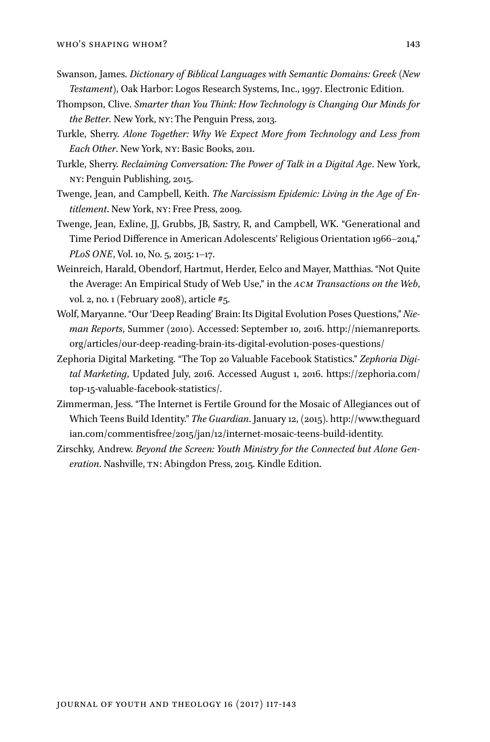Swanson, James. *Dictionary of Biblical Languages with Semantic Domains: Greek* (*New Testament*), Oak Harbor: Logos Research Systems, Inc., 1997. Electronic Edition.

Thompson, Clive. *Smarter than You Think: How Technology is Changing Our Minds for the Better.* New York, NY: The Penguin Press, 2013.

Turkle, Sherry. *Alone Together: Why We Expect More from Technology and Less from Each Other*. New York, NY: Basic Books, 2011.

Turkle, Sherry. *Reclaiming Conversation: The Power of Talk in a Digital Age*. New York, NY: Penguin Publishing, 2015.

Twenge, Jean, and Campbell, Keith. *The Narcissism Epidemic: Living in the Age of Entitlement*. New York, NY: Free Press, 2009.

Twenge, Jean, Exline, JJ, Grubbs, JB, Sastry, R, and Campbell, WK. "Generational and Time Period Difference in American Adolescents' Religious Orientation 1966–2014," *PLoS ONE*, Vol. 10, No. 5, 2015: 1–17.

Weinreich, Harald, Obendorf, Hartmut, Herder, Eelco and Mayer, Matthias. "Not Quite the Average: An Empirical Study of Web Use," in the *ACM Transactions on the Web*, vol. 2, no. 1 (February 2008), article #5.

Wolf, Maryanne. "Our 'Deep Reading' Brain: Its Digital Evolution Poses Questions," *Nieman Reports*, Summer (2010). Accessed: September 10, 2016. http://niemanreports.org/articles/our-deep-reading-brain-its-digital-evolution-poses-questions/

Zephoria Digital Marketing. "The Top 20 Valuable Facebook Statistics." *Zephoria Digital Marketing*, Updated July, 2016. Accessed August 1, 2016. https://zephoria.com/top-15-valuable-facebook-statistics/.

Zimmerman, Jess. "The Internet is Fertile Ground for the Mosaic of Allegiances out of Which Teens Build Identity." *The Guardian*. January 12, (2015). http://www.theguardian.com/commentisfree/2015/jan/12/internet-mosaic-teens-build-identity.

Zirschky, Andrew. *Beyond the Screen: Youth Ministry for the Connected but Alone Generation*. Nashville, TN: Abingdon Press, 2015. Kindle Edition.